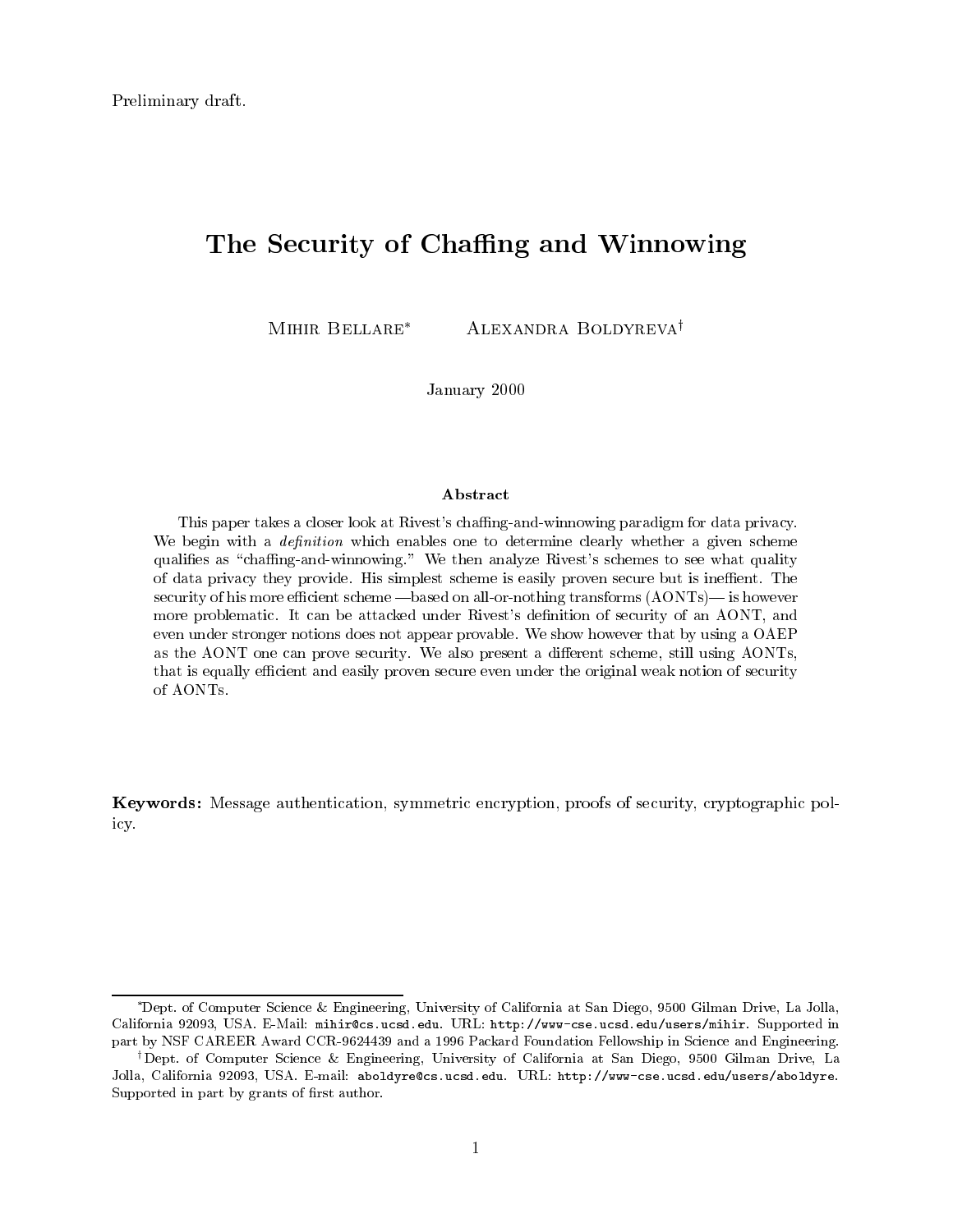Preliminary draft.

# The Security of Chaffing and Winnowing

Mihir Bellare[*] Alexandra Boldyreva[†]

January 2000

### Abstract

This paper takes a closer look at Rivest's chaffing-and-winnowing paradigm for data privacy. We begin with a *definition* which enables one to determine clearly whether a given scheme qualifies as "chaffing-and-winnowing." We then analyze Rivest's schemes to see what quality of data privacy they provide. His simplest scheme is easily proven secure but is ineffient. The security of his more efficient scheme —based on all-or-nothing transforms (AONTs)— is however more problematic. It can be attacked under Rivest's definition of security of an AONT, and even under stronger notions does not appear provable. We show however that by using a OAEP as the AONT one can prove security. We also present a different scheme, still using AONTs, that is equally efficient and easily proven secure even under the original weak notion of security of AONTs.

**Keywords:** Message authentication, symmetric encryption, proofs of security, cryptographic policy.

---

[*] Dept. of Computer Science & Engineering, University of California at San Diego, 9500 Gilman Drive, La Jolla, California 92093, USA. E-Mail: mihir@cs.ucsd.edu. URL: http://www-cse.ucsd.edu/users/mihir. Supported in part by NSF CAREER Award CCR-9624439 and a 1996 Packard Foundation Fellowship in Science and Engineering.

[†] Dept. of Computer Science & Engineering, University of California at San Diego, 9500 Gilman Drive, La Jolla, California 92093, USA. E-mail: aboldyre@cs.ucsd.edu. URL: http://www-cse.ucsd.edu/users/aboldyre. Supported in part by grants of first author.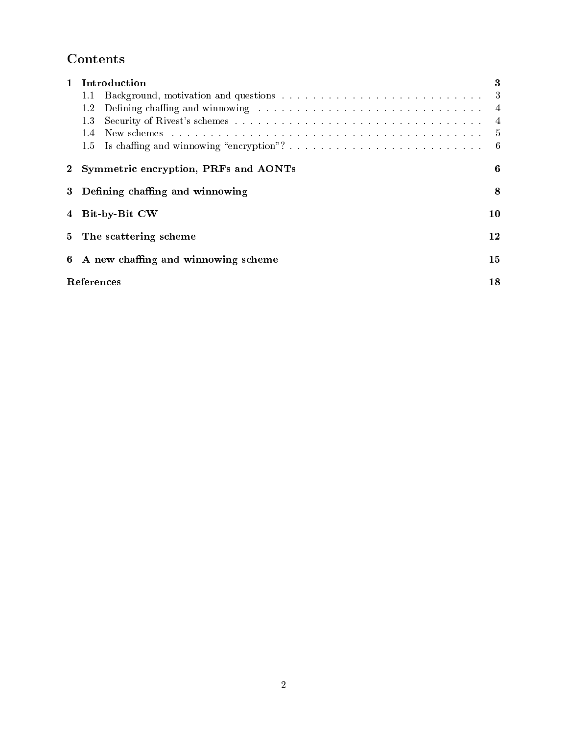# Contents

- **1 Introduction** — 3
  - 1.1 Background, motivation and questions — 3
  - 1.2 Defining chaffing and winnowing — 4
  - 1.3 Security of Rivest's schemes — 4
  - 1.4 New schemes — 5
  - 1.5 Is chaffing and winnowing "encryption"? — 6
- **2 Symmetric encryption, PRFs and AONTs** — 6
- **3 Defining chaffing and winnowing** — 8
- **4 Bit-by-Bit CW** — 10
- **5 The scattering scheme** — 12
- **6 A new chaffing and winnowing scheme** — 15
- **References** — 18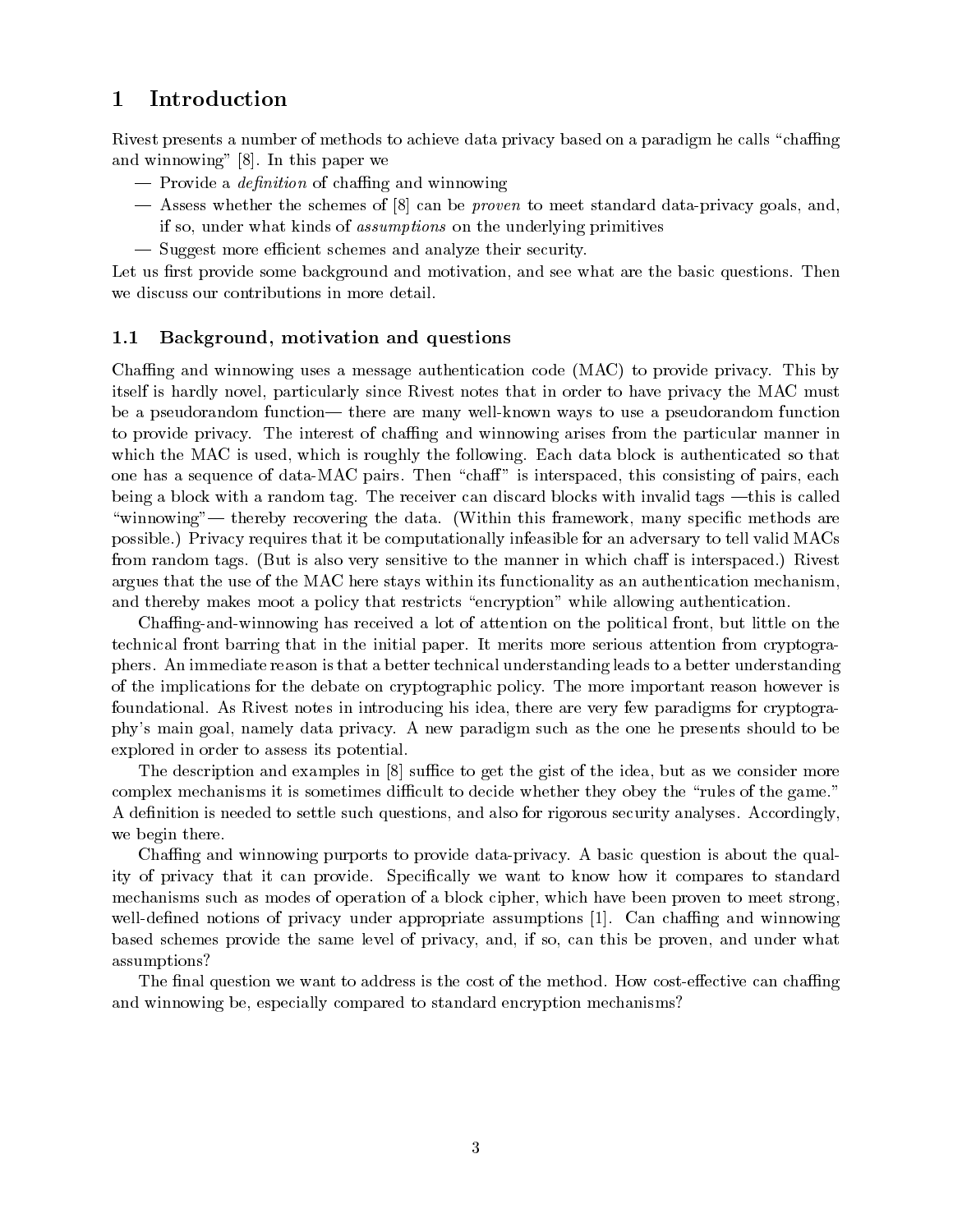# 1 Introduction

Rivest presents a number of methods to achieve data privacy based on a paradigm he calls "chaffing and winnowing" [8]. In this paper we

— Provide a *definition* of chaffing and winnowing

— Assess whether the schemes of [8] can be *proven* to meet standard data-privacy goals, and, if so, under what kinds of *assumptions* on the underlying primitives

— Suggest more efficient schemes and analyze their security.

Let us first provide some background and motivation, and see what are the basic questions. Then we discuss our contributions in more detail.

## 1.1 Background, motivation and questions

Chaffing and winnowing uses a message authentication code (MAC) to provide privacy. This by itself is hardly novel, particularly since Rivest notes that in order to have privacy the MAC must be a pseudorandom function— there are many well-known ways to use a pseudorandom function to provide privacy. The interest of chaffing and winnowing arises from the particular manner in which the MAC is used, which is roughly the following. Each data block is authenticated so that one has a sequence of data-MAC pairs. Then "chaff" is interspaced, this consisting of pairs, each being a block with a random tag. The receiver can discard blocks with invalid tags —this is called "winnowing"— thereby recovering the data. (Within this framework, many specific methods are possible.) Privacy requires that it be computationally infeasible for an adversary to tell valid MACs from random tags. (But is also very sensitive to the manner in which chaff is interspaced.) Rivest argues that the use of the MAC here stays within its functionality as an authentication mechanism, and thereby makes moot a policy that restricts "encryption" while allowing authentication.

Chaffing-and-winnowing has received a lot of attention on the political front, but little on the technical front barring that in the initial paper. It merits more serious attention from cryptographers. An immediate reason is that a better technical understanding leads to a better understanding of the implications for the debate on cryptographic policy. The more important reason however is foundational. As Rivest notes in introducing his idea, there are very few paradigms for cryptography's main goal, namely data privacy. A new paradigm such as the one he presents should to be explored in order to assess its potential.

The description and examples in [8] suffice to get the gist of the idea, but as we consider more complex mechanisms it is sometimes difficult to decide whether they obey the "rules of the game." A definition is needed to settle such questions, and also for rigorous security analyses. Accordingly, we begin there.

Chaffing and winnowing purports to provide data-privacy. A basic question is about the quality of privacy that it can provide. Specifically we want to know how it compares to standard mechanisms such as modes of operation of a block cipher, which have been proven to meet strong, well-defined notions of privacy under appropriate assumptions [1]. Can chaffing and winnowing based schemes provide the same level of privacy, and, if so, can this be proven, and under what assumptions?

The final question we want to address is the cost of the method. How cost-effective can chaffing and winnowing be, especially compared to standard encryption mechanisms?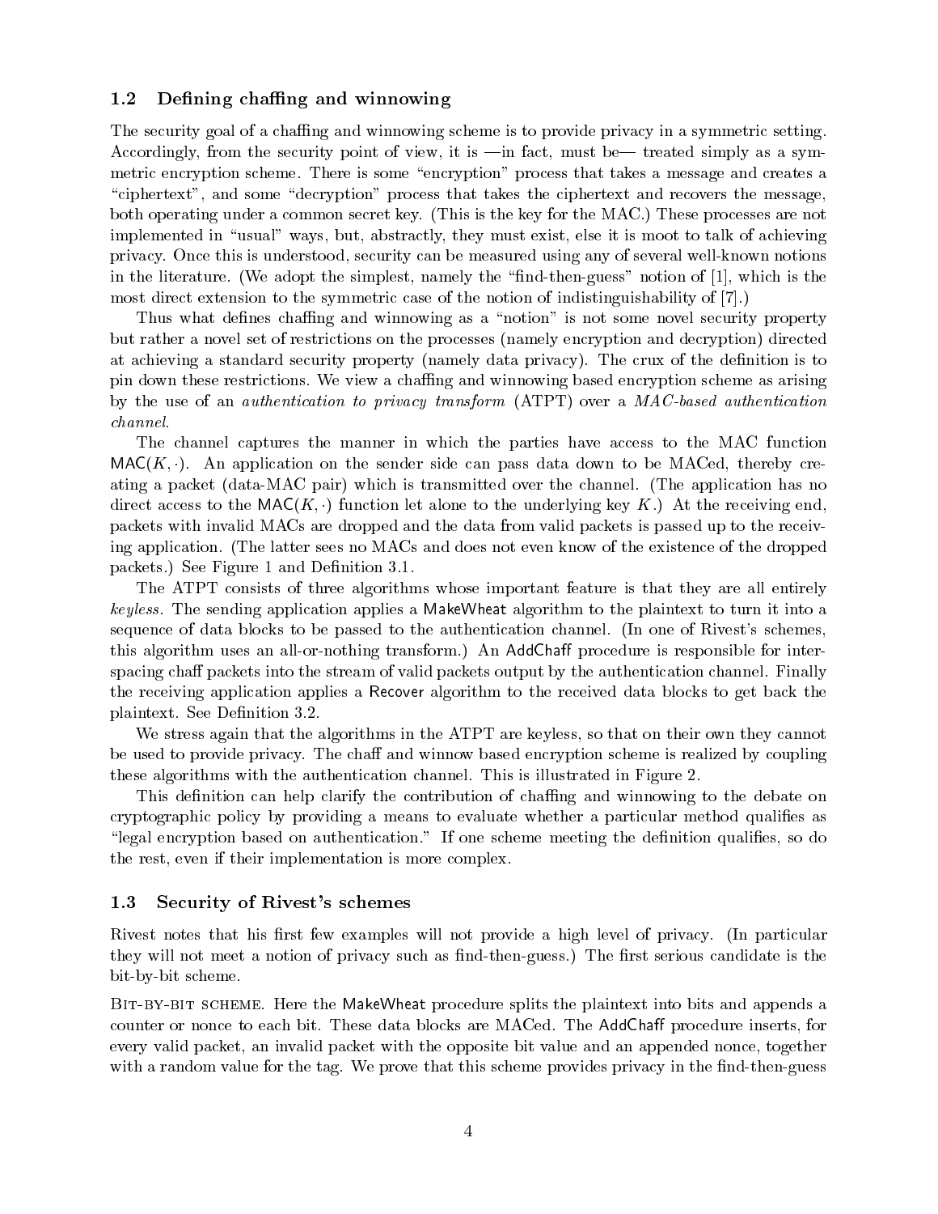### 1.2 Defining chaffing and winnowing

The security goal of a chaffing and winnowing scheme is to provide privacy in a symmetric setting. Accordingly, from the security point of view, it is —in fact, must be— treated simply as a symmetric encryption scheme. There is some "encryption" process that takes a message and creates a "ciphertext", and some "decryption" process that takes the ciphertext and recovers the message, both operating under a common secret key. (This is the key for the MAC.) These processes are not implemented in "usual" ways, but, abstractly, they must exist, else it is moot to talk of achieving privacy. Once this is understood, security can be measured using any of several well-known notions in the literature. (We adopt the simplest, namely the "find-then-guess" notion of [1], which is the most direct extension to the symmetric case of the notion of indistinguishability of [7].)

Thus what defines chaffing and winnowing as a "notion" is not some novel security property but rather a novel set of restrictions on the processes (namely encryption and decryption) directed at achieving a standard security property (namely data privacy). The crux of the definition is to pin down these restrictions. We view a chaffing and winnowing based encryption scheme as arising by the use of an *authentication to privacy transform* (ATPT) over a *MAC-based authentication channel*.

The channel captures the manner in which the parties have access to the MAC function $\mathsf{MAC}(K, \cdot)$. An application on the sender side can pass data down to be MACed, thereby creating a packet (data-MAC pair) which is transmitted over the channel. (The application has no direct access to the $\mathsf{MAC}(K, \cdot)$ function let alone to the underlying key $K$.) At the receiving end, packets with invalid MACs are dropped and the data from valid packets is passed up to the receiving application. (The latter sees no MACs and does not even know of the existence of the dropped packets.) See Figure 1 and Definition 3.1.

The ATPT consists of three algorithms whose important feature is that they are all entirely *keyless*. The sending application applies a MakeWheat algorithm to the plaintext to turn it into a sequence of data blocks to be passed to the authentication channel. (In one of Rivest's schemes, this algorithm uses an all-or-nothing transform.) An AddChaff procedure is responsible for interspacing chaff packets into the stream of valid packets output by the authentication channel. Finally the receiving application applies a Recover algorithm to the received data blocks to get back the plaintext. See Definition 3.2.

We stress again that the algorithms in the ATPT are keyless, so that on their own they cannot be used to provide privacy. The chaff and winnow based encryption scheme is realized by coupling these algorithms with the authentication channel. This is illustrated in Figure 2.

This definition can help clarify the contribution of chaffing and winnowing to the debate on cryptographic policy by providing a means to evaluate whether a particular method qualifies as "legal encryption based on authentication." If one scheme meeting the definition qualifies, so do the rest, even if their implementation is more complex.

### 1.3 Security of Rivest's schemes

Rivest notes that his first few examples will not provide a high level of privacy. (In particular they will not meet a notion of privacy such as find-then-guess.) The first serious candidate is the bit-by-bit scheme.

Bit-by-bit scheme. Here the MakeWheat procedure splits the plaintext into bits and appends a counter or nonce to each bit. These data blocks are MACed. The AddChaff procedure inserts, for every valid packet, an invalid packet with the opposite bit value and an appended nonce, together with a random value for the tag. We prove that this scheme provides privacy in the find-then-guess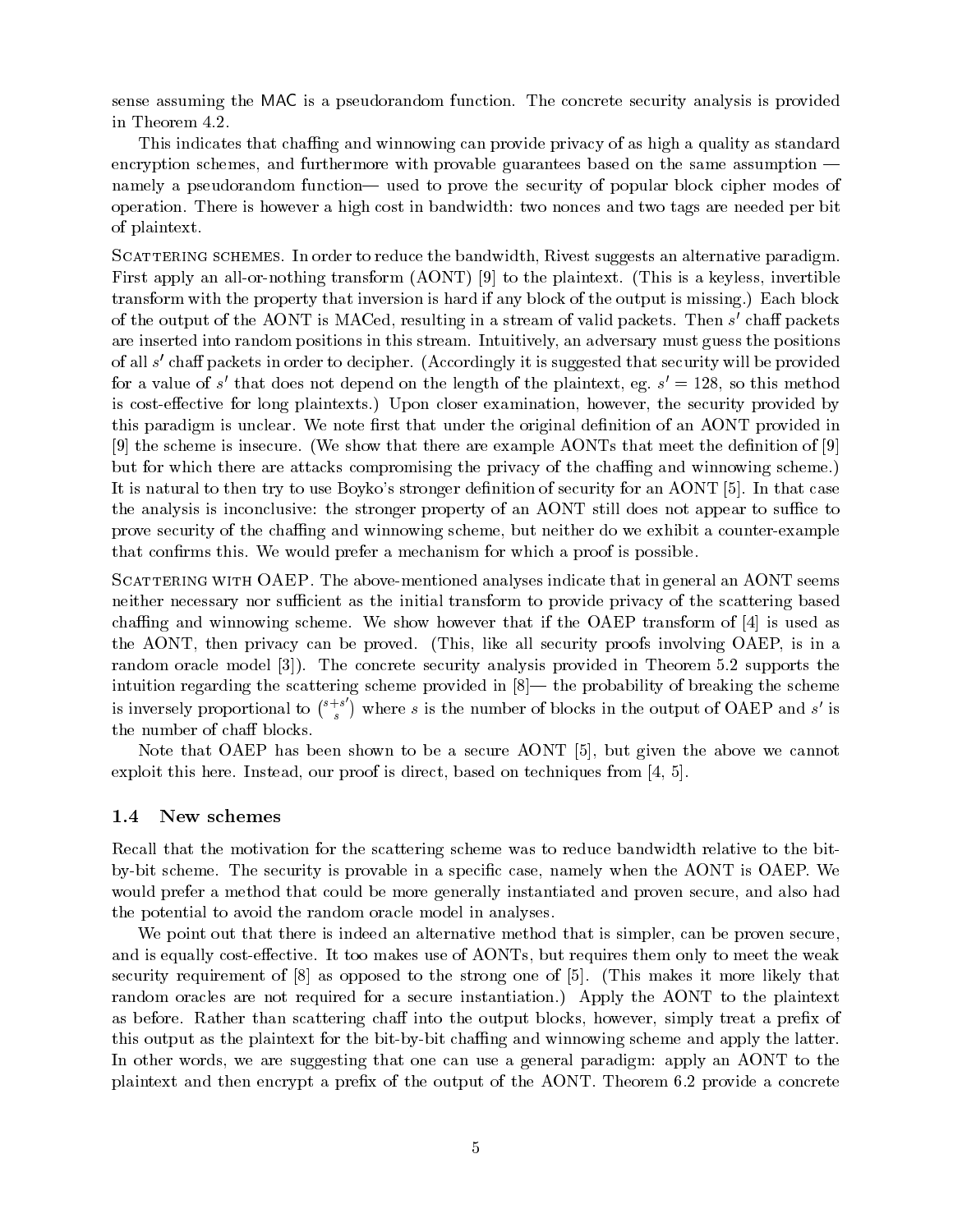sense assuming the MAC is a pseudorandom function. The concrete security analysis is provided in Theorem 4.2.

This indicates that chaffing and winnowing can provide privacy of as high a quality as standard encryption schemes, and furthermore with provable guarantees based on the same assumption — namely a pseudorandom function— used to prove the security of popular block cipher modes of operation. There is however a high cost in bandwidth: two nonces and two tags are needed per bit of plaintext.

Scattering schemes. In order to reduce the bandwidth, Rivest suggests an alternative paradigm. First apply an all-or-nothing transform (AONT) [9] to the plaintext. (This is a keyless, invertible transform with the property that inversion is hard if any block of the output is missing.) Each block of the output of the AONT is MACed, resulting in a stream of valid packets. Then $s'$ chaff packets are inserted into random positions in this stream. Intuitively, an adversary must guess the positions of all $s'$ chaff packets in order to decipher. (Accordingly it is suggested that security will be provided for a value of $s'$ that does not depend on the length of the plaintext, eg. $s' = 128$, so this method is cost-effective for long plaintexts.) Upon closer examination, however, the security provided by this paradigm is unclear. We note first that under the original definition of an AONT provided in [9] the scheme is insecure. (We show that there are example AONTs that meet the definition of [9] but for which there are attacks compromising the privacy of the chaffing and winnowing scheme.) It is natural to then try to use Boyko's stronger definition of security for an AONT [5]. In that case the analysis is inconclusive: the stronger property of an AONT still does not appear to suffice to prove security of the chaffing and winnowing scheme, but neither do we exhibit a counter-example that confirms this. We would prefer a mechanism for which a proof is possible.

Scattering with OAEP. The above-mentioned analyses indicate that in general an AONT seems neither necessary nor sufficient as the initial transform to provide privacy of the scattering based chaffing and winnowing scheme. We show however that if the OAEP transform of [4] is used as the AONT, then privacy can be proved. (This, like all security proofs involving OAEP, is in a random oracle model [3]). The concrete security analysis provided in Theorem 5.2 supports the intuition regarding the scattering scheme provided in [8]— the probability of breaking the scheme is inversely proportional to $\binom{s+s'}{s}$ where $s$ is the number of blocks in the output of OAEP and $s'$ is the number of chaff blocks.

Note that OAEP has been shown to be a secure AONT [5], but given the above we cannot exploit this here. Instead, our proof is direct, based on techniques from [4, 5].

### 1.4 New schemes

Recall that the motivation for the scattering scheme was to reduce bandwidth relative to the bit-by-bit scheme. The security is provable in a specific case, namely when the AONT is OAEP. We would prefer a method that could be more generally instantiated and proven secure, and also had the potential to avoid the random oracle model in analyses.

We point out that there is indeed an alternative method that is simpler, can be proven secure, and is equally cost-effective. It too makes use of AONTs, but requires them only to meet the weak security requirement of [8] as opposed to the strong one of [5]. (This makes it more likely that random oracles are not required for a secure instantiation.) Apply the AONT to the plaintext as before. Rather than scattering chaff into the output blocks, however, simply treat a prefix of this output as the plaintext for the bit-by-bit chaffing and winnowing scheme and apply the latter. In other words, we are suggesting that one can use a general paradigm: apply an AONT to the plaintext and then encrypt a prefix of the output of the AONT. Theorem 6.2 provide a concrete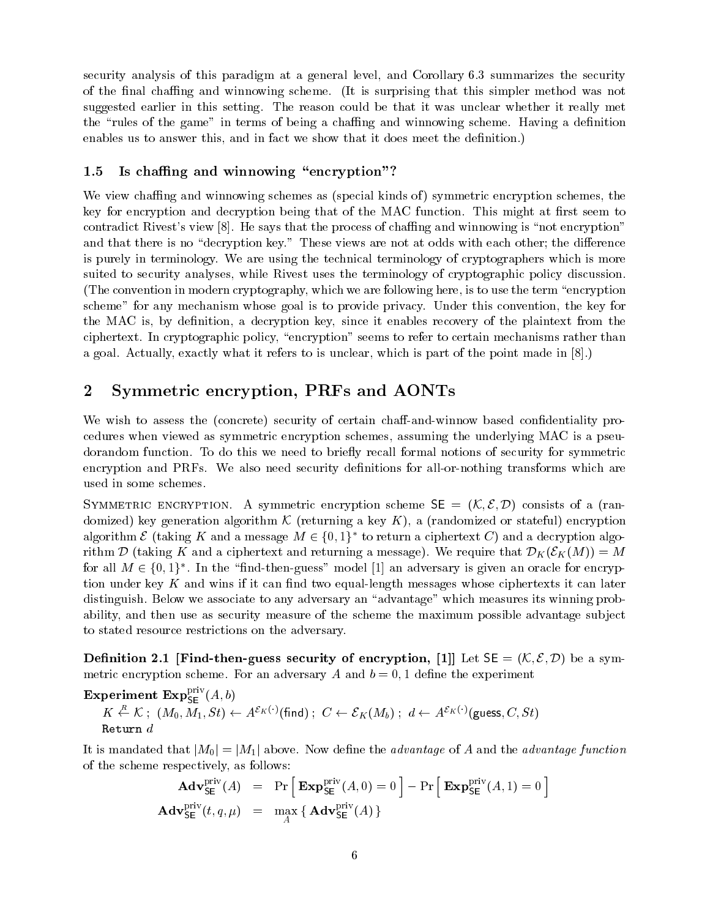security analysis of this paradigm at a general level, and Corollary 6.3 summarizes the security of the final chaffing and winnowing scheme. (It is surprising that this simpler method was not suggested earlier in this setting. The reason could be that it was unclear whether it really met the "rules of the game" in terms of being a chaffing and winnowing scheme. Having a definition enables us to answer this, and in fact we show that it does meet the definition.)

### 1.5 Is chaffing and winnowing "encryption"?

We view chaffing and winnowing schemes as (special kinds of) symmetric encryption schemes, the key for encryption and decryption being that of the MAC function. This might at first seem to contradict Rivest's view [8]. He says that the process of chaffing and winnowing is "not encryption" and that there is no "decryption key." These views are not at odds with each other; the difference is purely in terminology. We are using the technical terminology of cryptographers which is more suited to security analyses, while Rivest uses the terminology of cryptographic policy discussion. (The convention in modern cryptography, which we are following here, is to use the term "encryption scheme" for any mechanism whose goal is to provide privacy. Under this convention, the key for the MAC is, by definition, a decryption key, since it enables recovery of the plaintext from the ciphertext. In cryptographic policy, "encryption" seems to refer to certain mechanisms rather than a goal. Actually, exactly what it refers to is unclear, which is part of the point made in [8].)

## 2 Symmetric encryption, PRFs and AONTs

We wish to assess the (concrete) security of certain chaff-and-winnow based confidentiality procedures when viewed as symmetric encryption schemes, assuming the underlying MAC is a pseudorandom function. To do this we need to briefly recall formal notions of security for symmetric encryption and PRFs. We also need security definitions for all-or-nothing transforms which are used in some schemes.

Symmetric encryption. A symmetric encryption scheme $\mathsf{SE} = (\mathcal{K}, \mathcal{E}, \mathcal{D})$ consists of a (randomized) key generation algorithm $\mathcal{K}$ (returning a key $K$), a (randomized or stateful) encryption algorithm $\mathcal{E}$ (taking $K$ and a message $M \in \{0,1\}^*$ to return a ciphertext $C$) and a decryption algorithm $\mathcal{D}$ (taking $K$ and a ciphertext and returning a message). We require that $\mathcal{D}_K(\mathcal{E}_K(M)) = M$ for all $M \in \{0,1\}^*$. In the "find-then-guess" model [1] an adversary is given an oracle for encryption under key $K$ and wins if it can find two equal-length messages whose ciphertexts it can later distinguish. Below we associate to any adversary an "advantage" which measures its winning probability, and then use as security measure of the scheme the maximum possible advantage subject to stated resource restrictions on the adversary.

**Definition 2.1 [Find-then-guess security of encryption, [1]]** Let $\mathsf{SE} = (\mathcal{K}, \mathcal{E}, \mathcal{D})$ be a symmetric encryption scheme. For an adversary $A$ and $b = 0, 1$ define the experiment

**Experiment** $\mathbf{Exp}^{\mathrm{priv}}_{\mathsf{SE}}(A, b)$
  $K \stackrel{R}{\leftarrow} \mathcal{K}$ ; $(M_0, M_1, St) \leftarrow A^{\mathcal{E}_K(\cdot)}(\mathsf{find})$ ; $C \leftarrow \mathcal{E}_K(M_b)$ ; $d \leftarrow A^{\mathcal{E}_K(\cdot)}(\mathsf{guess}, C, St)$
  `Return` $d$

It is mandated that $|M_0| = |M_1|$ above. Now define the *advantage* of $A$ and the *advantage function* of the scheme respectively, as follows:

$$
\begin{aligned}
\mathbf{Adv}^{\mathrm{priv}}_{\mathsf{SE}}(A) &= \Pr\left[\, \mathbf{Exp}^{\mathrm{priv}}_{\mathsf{SE}}(A, 0) = 0 \,\right] - \Pr\left[\, \mathbf{Exp}^{\mathrm{priv}}_{\mathsf{SE}}(A, 1) = 0 \,\right] \\
\mathbf{Adv}^{\mathrm{priv}}_{\mathsf{SE}}(t, q, \mu) &= \max_A \{\, \mathbf{Adv}^{\mathrm{priv}}_{\mathsf{SE}}(A) \,\}
\end{aligned}
$$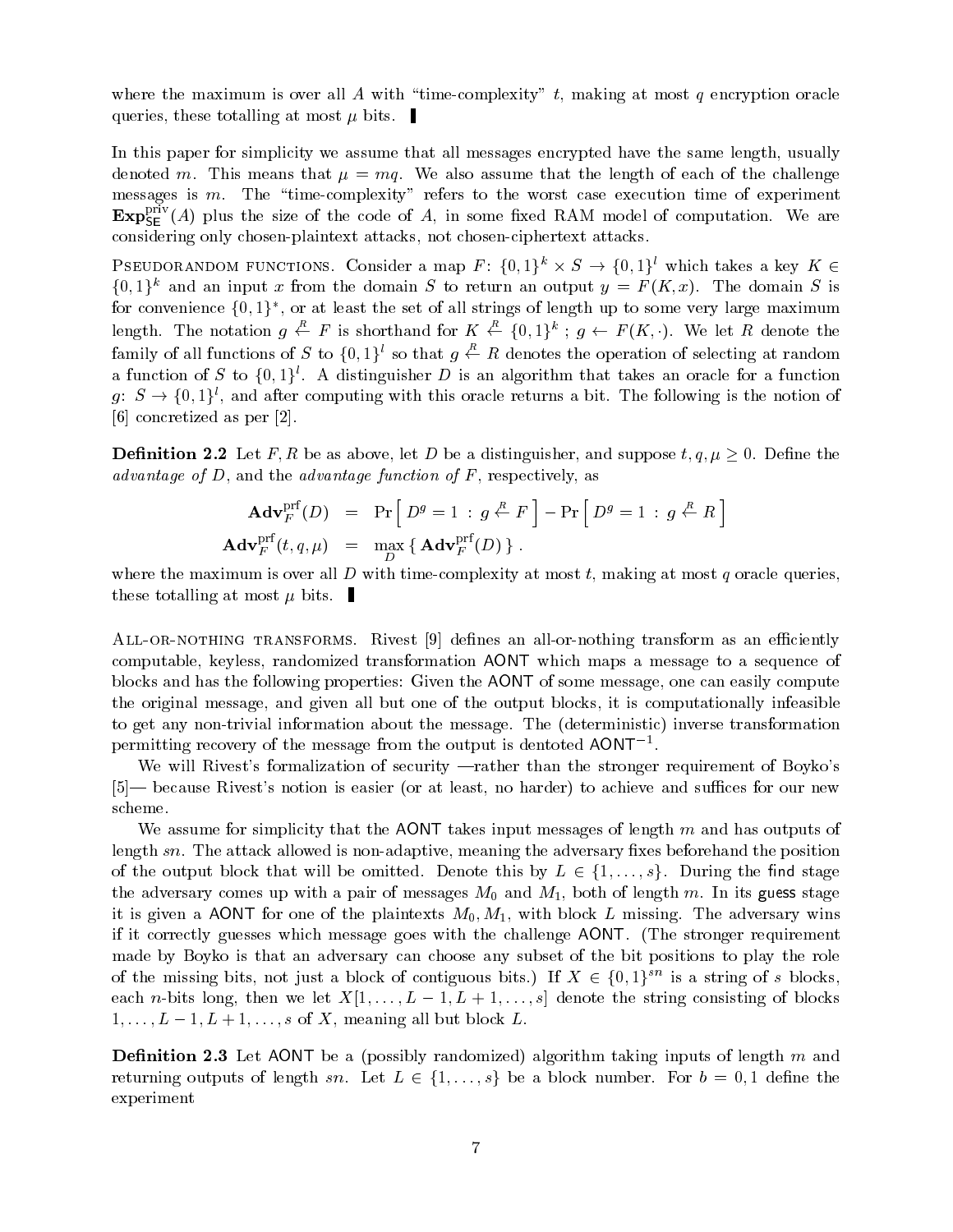where the maximum is over all $A$ with "time-complexity" $t$, making at most $q$ encryption oracle queries, these totalling at most $\mu$ bits. ▮

In this paper for simplicity we assume that all messages encrypted have the same length, usually denoted $m$. This means that $\mu = mq$. We also assume that the length of each of the challenge messages is $m$. The "time-complexity" refers to the worst case execution time of experiment $\mathbf{Exp}^{\mathrm{priv}}_{\mathsf{SE}}(A)$ plus the size of the code of $A$, in some fixed RAM model of computation. We are considering only chosen-plaintext attacks, not chosen-ciphertext attacks.

PSEUDORANDOM FUNCTIONS. Consider a map $F\colon \{0,1\}^k \times S \to \{0,1\}^l$ which takes a key $K \in \{0,1\}^k$ and an input $x$ from the domain $S$ to return an output $y = F(K,x)$. The domain $S$ is for convenience $\{0,1\}^*$, or at least the set of all strings of length up to some very large maximum length. The notation $g \stackrel{R}{\leftarrow} F$ is shorthand for $K \stackrel{R}{\leftarrow} \{0,1\}^k$ ; $g \leftarrow F(K,\cdot)$. We let $R$ denote the family of all functions of $S$ to $\{0,1\}^l$ so that $g \stackrel{R}{\leftarrow} R$ denotes the operation of selecting at random a function of $S$ to $\{0,1\}^l$. A distinguisher $D$ is an algorithm that takes an oracle for a function $g\colon S \to \{0,1\}^l$, and after computing with this oracle returns a bit. The following is the notion of [6] concretized as per [2].

**Definition 2.2** Let $F, R$ be as above, let $D$ be a distinguisher, and suppose $t, q, \mu \geq 0$. Define the *advantage of* $D$, and the *advantage function of* $F$, respectively, as

$$\begin{aligned}
\mathbf{Adv}^{\mathrm{prf}}_F(D) &= \Pr\left[\, D^g = 1 \,:\, g \stackrel{R}{\leftarrow} F \,\right] - \Pr\left[\, D^g = 1 \,:\, g \stackrel{R}{\leftarrow} R \,\right] \\
\mathbf{Adv}^{\mathrm{prf}}_F(t,q,\mu) &= \max_D \{\, \mathbf{Adv}^{\mathrm{prf}}_F(D) \,\} \,.
\end{aligned}$$

where the maximum is over all $D$ with time-complexity at most $t$, making at most $q$ oracle queries, these totalling at most $\mu$ bits. ▮

ALL-OR-NOTHING TRANSFORMS. Rivest [9] defines an all-or-nothing transform as an efficiently computable, keyless, randomized transformation AONT which maps a message to a sequence of blocks and has the following properties: Given the AONT of some message, one can easily compute the original message, and given all but one of the output blocks, it is computationally infeasible to get any non-trivial information about the message. The (deterministic) inverse transformation permitting recovery of the message from the output is dentoted $\mathsf{AONT}^{-1}$.

We will Rivest's formalization of security —rather than the stronger requirement of Boyko's [5]— because Rivest's notion is easier (or at least, no harder) to achieve and suffices for our new scheme.

We assume for simplicity that the AONT takes input messages of length $m$ and has outputs of length $sn$. The attack allowed is non-adaptive, meaning the adversary fixes beforehand the position of the output block that will be omitted. Denote this by $L \in \{1,\ldots,s\}$. During the find stage the adversary comes up with a pair of messages $M_0$ and $M_1$, both of length $m$. In its guess stage it is given a AONT for one of the plaintexts $M_0, M_1$, with block $L$ missing. The adversary wins if it correctly guesses which message goes with the challenge AONT. (The stronger requirement made by Boyko is that an adversary can choose any subset of the bit positions to play the role of the missing bits, not just a block of contiguous bits.) If $X \in \{0,1\}^{sn}$ is a string of $s$ blocks, each $n$-bits long, then we let $X[1,\ldots,L-1,L+1,\ldots,s]$ denote the string consisting of blocks $1,\ldots,L-1,L+1,\ldots,s$ of $X$, meaning all but block $L$.

**Definition 2.3** Let AONT be a (possibly randomized) algorithm taking inputs of length $m$ and returning outputs of length $sn$. Let $L \in \{1,\ldots,s\}$ be a block number. For $b = 0,1$ define the experiment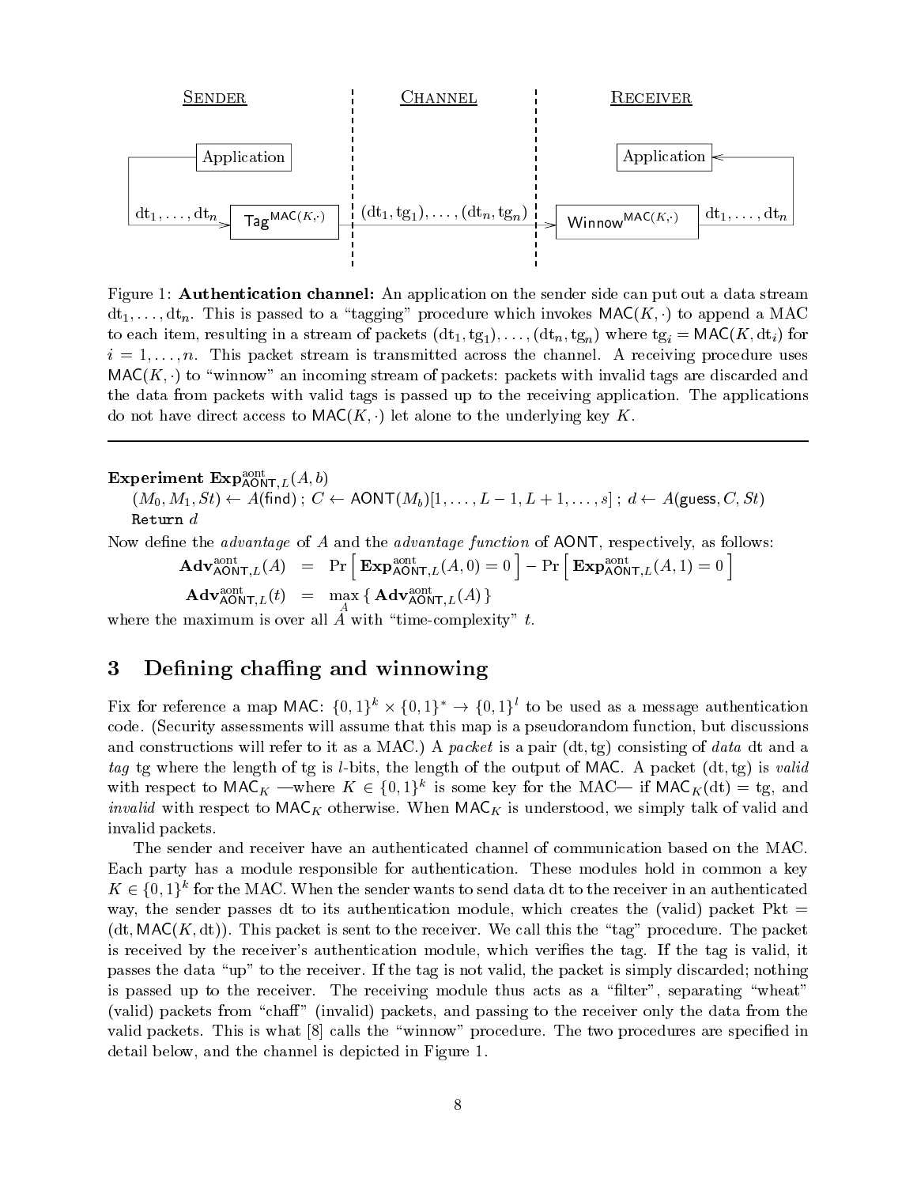Sender | Channel | Receiver

Application → $\text{dt}_1, \ldots, \text{dt}_n$ → $\mathsf{Tag}^{\mathsf{MAC}(K,\cdot)}$ → $(\text{dt}_1, \text{tg}_1), \ldots, (\text{dt}_n, \text{tg}_n)$ → $\mathsf{Winnow}^{\mathsf{MAC}(K,\cdot)}$ → $\text{dt}_1, \ldots, \text{dt}_n$ → Application

Figure 1: **Authentication channel:** An application on the sender side can put out a data stream $\text{dt}_1, \ldots, \text{dt}_n$. This is passed to a "tagging" procedure which invokes $\mathsf{MAC}(K, \cdot)$ to append a MAC to each item, resulting in a stream of packets $(\text{dt}_1, \text{tg}_1), \ldots, (\text{dt}_n, \text{tg}_n)$ where $\text{tg}_i = \mathsf{MAC}(K, \text{dt}_i)$ for $i = 1, \ldots, n$. This packet stream is transmitted across the channel. A receiving procedure uses $\mathsf{MAC}(K, \cdot)$ to "winnow" an incoming stream of packets: packets with invalid tags are discarded and the data from packets with valid tags is passed up to the receiving application. The applications do not have direct access to $\mathsf{MAC}(K, \cdot)$ let alone to the underlying key $K$.

---

**Experiment** $\mathbf{Exp}^{\text{aont}}_{\mathsf{AONT},L}(A, b)$

$(M_0, M_1, St) \leftarrow A(\mathsf{find})$ ; $C \leftarrow \mathsf{AONT}(M_b)[1, \ldots, L-1, L+1, \ldots, s]$ ; $d \leftarrow A(\mathsf{guess}, C, St)$

Return $d$

Now define the *advantage* of $A$ and the *advantage function* of $\mathsf{AONT}$, respectively, as follows:

$$\mathbf{Adv}^{\text{aont}}_{\mathsf{AONT},L}(A) = \Pr\left[\,\mathbf{Exp}^{\text{aont}}_{\mathsf{AONT},L}(A, 0) = 0\,\right] - \Pr\left[\,\mathbf{Exp}^{\text{aont}}_{\mathsf{AONT},L}(A, 1) = 0\,\right]$$

$$\mathbf{Adv}^{\text{aont}}_{\mathsf{AONT},L}(t) = \max_A \{\, \mathbf{Adv}^{\text{aont}}_{\mathsf{AONT},L}(A) \,\}$$

where the maximum is over all $A$ with "time-complexity" $t$.

## 3 Defining chaffing and winnowing

Fix for reference a map $\mathsf{MAC}\colon \{0,1\}^k \times \{0,1\}^* \to \{0,1\}^l$ to be used as a message authentication code. (Security assessments will assume that this map is a pseudorandom function, but discussions and constructions will refer to it as a MAC.) A *packet* is a pair $(\text{dt}, \text{tg})$ consisting of *data* dt and a *tag* tg where the length of tg is $l$-bits, the length of the output of MAC. A packet $(\text{dt}, \text{tg})$ is *valid* with respect to $\mathsf{MAC}_K$ —where $K \in \{0,1\}^k$ is some key for the MAC— if $\mathsf{MAC}_K(\text{dt}) = \text{tg}$, and *invalid* with respect to $\mathsf{MAC}_K$ otherwise. When $\mathsf{MAC}_K$ is understood, we simply talk of valid and invalid packets.

The sender and receiver have an authenticated channel of communication based on the MAC. Each party has a module responsible for authentication. These modules hold in common a key $K \in \{0,1\}^k$ for the MAC. When the sender wants to send data dt to the receiver in an authenticated way, the sender passes dt to its authentication module, which creates the (valid) packet $\text{Pkt} = (\text{dt}, \mathsf{MAC}(K, \text{dt}))$. This packet is sent to the receiver. We call this the "tag" procedure. The packet is received by the receiver's authentication module, which verifies the tag. If the tag is valid, it passes the data "up" to the receiver. If the tag is not valid, the packet is simply discarded; nothing is passed up to the receiver. The receiving module thus acts as a "filter", separating "wheat" (valid) packets from "chaff" (invalid) packets, and passing to the receiver only the data from the valid packets. This is what [8] calls the "winnow" procedure. The two procedures are specified in detail below, and the channel is depicted in Figure 1.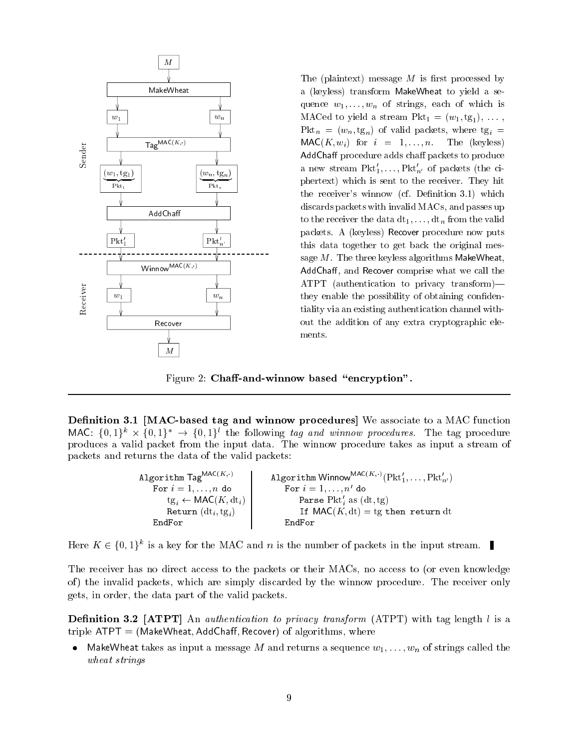The (plaintext) message $M$ is first processed by a (keyless) transform MakeWheat to yield a sequence $w_1, \ldots, w_n$ of strings, each of which is MACed to yield a stream $\text{Pkt}_1 = (w_1, \text{tg}_1), \ldots, \text{Pkt}_n = (w_n, \text{tg}_n)$ of valid packets, where $\text{tg}_i = \mathsf{MAC}(K, w_i)$ for $i = 1, \ldots, n$. The (keyless) AddChaff procedure adds chaff packets to produce a new stream $\text{Pkt}'_1, \ldots, \text{Pkt}'_{n'}$ of packets (the ciphertext) which is sent to the receiver. They hit the receiver's winnow (cf. Definition 3.1) which discards packets with invalid MACs, and passes up to the receiver the data $\text{dt}_1, \ldots, \text{dt}_n$ from the valid packets. A (keyless) Recover procedure now puts this data together to get back the original message $M$. The three keyless algorithms MakeWheat, AddChaff, and Recover comprise what we call the ATPT (authentication to privacy transform)—they enable the possibility of obtaining confidentiality via an existing authentication channel without the addition of any extra cryptographic elements.

Figure 2: **Chaff-and-winnow based "encryption".**

---

**Definition 3.1 [MAC-based tag and winnow procedures]** We associate to a MAC function $\mathsf{MAC}\colon \{0,1\}^k \times \{0,1\}^* \to \{0,1\}^l$ the following *tag and winnow procedures*. The tag procedure produces a valid packet from the input data. The winnow procedure takes as input a stream of packets and returns the data of the valid packets:

```
Algorithm Tag^{MAC(K,·)}
   For i = 1,...,n do
      tg_i ← MAC(K, dt_i)
      Return (dt_i, tg_i)
   EndFor
```

```
Algorithm Winnow^{MAC(K,·)}(Pkt'_1,...,Pkt'_{n'})
   For i = 1,...,n' do
      Parse Pkt'_i as (dt, tg)
      If MAC(K, dt) = tg then return dt
   EndFor
```

Here $K \in \{0,1\}^k$ is a key for the MAC and $n$ is the number of packets in the input stream. ■

The receiver has no direct access to the packets or their MACs, no access to (or even knowledge of) the invalid packets, which are simply discarded by the winnow procedure. The receiver only gets, in order, the data part of the valid packets.

**Definition 3.2 [ATPT]** An *authentication to privacy transform* (ATPT) with tag length $l$ is a triple $\mathsf{ATPT} = (\mathsf{MakeWheat}, \mathsf{AddChaff}, \mathsf{Recover})$ of algorithms, where

- MakeWheat takes as input a message $M$ and returns a sequence $w_1, \ldots, w_n$ of strings called the *wheat strings*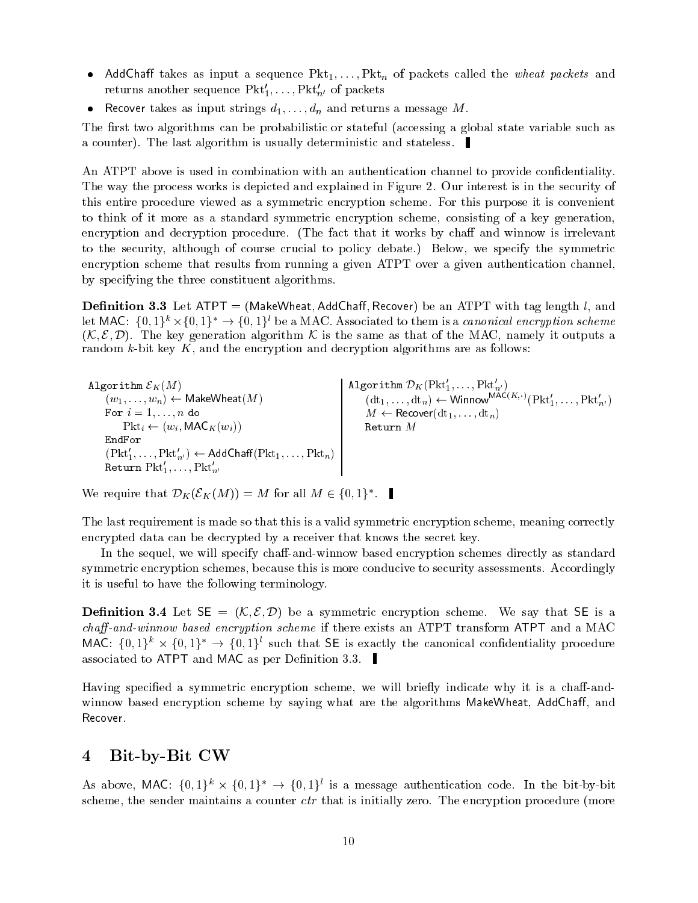- AddChaff takes as input a sequence $\mathrm{Pkt}_1, \ldots, \mathrm{Pkt}_n$ of packets called the *wheat packets* and returns another sequence $\mathrm{Pkt}'_1, \ldots, \mathrm{Pkt}'_{n'}$ of packets
- Recover takes as input strings $d_1, \ldots, d_n$ and returns a message $M$.

The first two algorithms can be probabilistic or stateful (accessing a global state variable such as a counter). The last algorithm is usually deterministic and stateless. ▮

An ATPT above is used in combination with an authentication channel to provide confidentiality. The way the process works is depicted and explained in Figure 2. Our interest is in the security of this entire procedure viewed as a symmetric encryption scheme. For this purpose it is convenient to think of it more as a standard symmetric encryption scheme, consisting of a key generation, encryption and decryption procedure. (The fact that it works by chaff and winnow is irrelevant to the security, although of course crucial to policy debate.) Below, we specify the symmetric encryption scheme that results from running a given ATPT over a given authentication channel, by specifying the three constituent algorithms.

**Definition 3.3** Let ATPT = (MakeWheat, AddChaff, Recover) be an ATPT with tag length $l$, and let MAC: $\{0,1\}^k \times \{0,1\}^* \to \{0,1\}^l$ be a MAC. Associated to them is a *canonical encryption scheme* $(\mathcal{K}, \mathcal{E}, \mathcal{D})$. The key generation algorithm $\mathcal{K}$ is the same as that of the MAC, namely it outputs a random $k$-bit key $K$, and the encryption and decryption algorithms are as follows:

```
Algorithm E_K(M)
    (w_1, ..., w_n) ← MakeWheat(M)
    For i = 1, ..., n do
        Pkt_i ← (w_i, MAC_K(w_i))
    EndFor
    (Pkt'_1, ..., Pkt'_n') ← AddChaff(Pkt_1, ..., Pkt_n)
    Return Pkt'_1, ..., Pkt'_n'
```

```
Algorithm D_K(Pkt'_1, ..., Pkt'_n')
    (dt_1, ..., dt_n) ← Winnow^{MAC(K,·)}(Pkt'_1, ..., Pkt'_n')
    M ← Recover(dt_1, ..., dt_n)
    Return M
```

We require that $\mathcal{D}_K(\mathcal{E}_K(M)) = M$ for all $M \in \{0,1\}^*$. ▮

The last requirement is made so that this is a valid symmetric encryption scheme, meaning correctly encrypted data can be decrypted by a receiver that knows the secret key.

In the sequel, we will specify chaff-and-winnow based encryption schemes directly as standard symmetric encryption schemes, because this is more conducive to security assessments. Accordingly it is useful to have the following terminology.

**Definition 3.4** Let SE $= (\mathcal{K}, \mathcal{E}, \mathcal{D})$ be a symmetric encryption scheme. We say that SE is a *chaff-and-winnow based encryption scheme* if there exists an ATPT transform ATPT and a MAC MAC: $\{0,1\}^k \times \{0,1\}^* \to \{0,1\}^l$ such that SE is exactly the canonical confidentiality procedure associated to ATPT and MAC as per Definition 3.3. ▮

Having specified a symmetric encryption scheme, we will briefly indicate why it is a chaff-and-winnow based encryption scheme by saying what are the algorithms MakeWheat, AddChaff, and Recover.

## 4 Bit-by-Bit CW

As above, MAC: $\{0,1\}^k \times \{0,1\}^* \to \{0,1\}^l$ is a message authentication code. In the bit-by-bit scheme, the sender maintains a counter *ctr* that is initially zero. The encryption procedure (more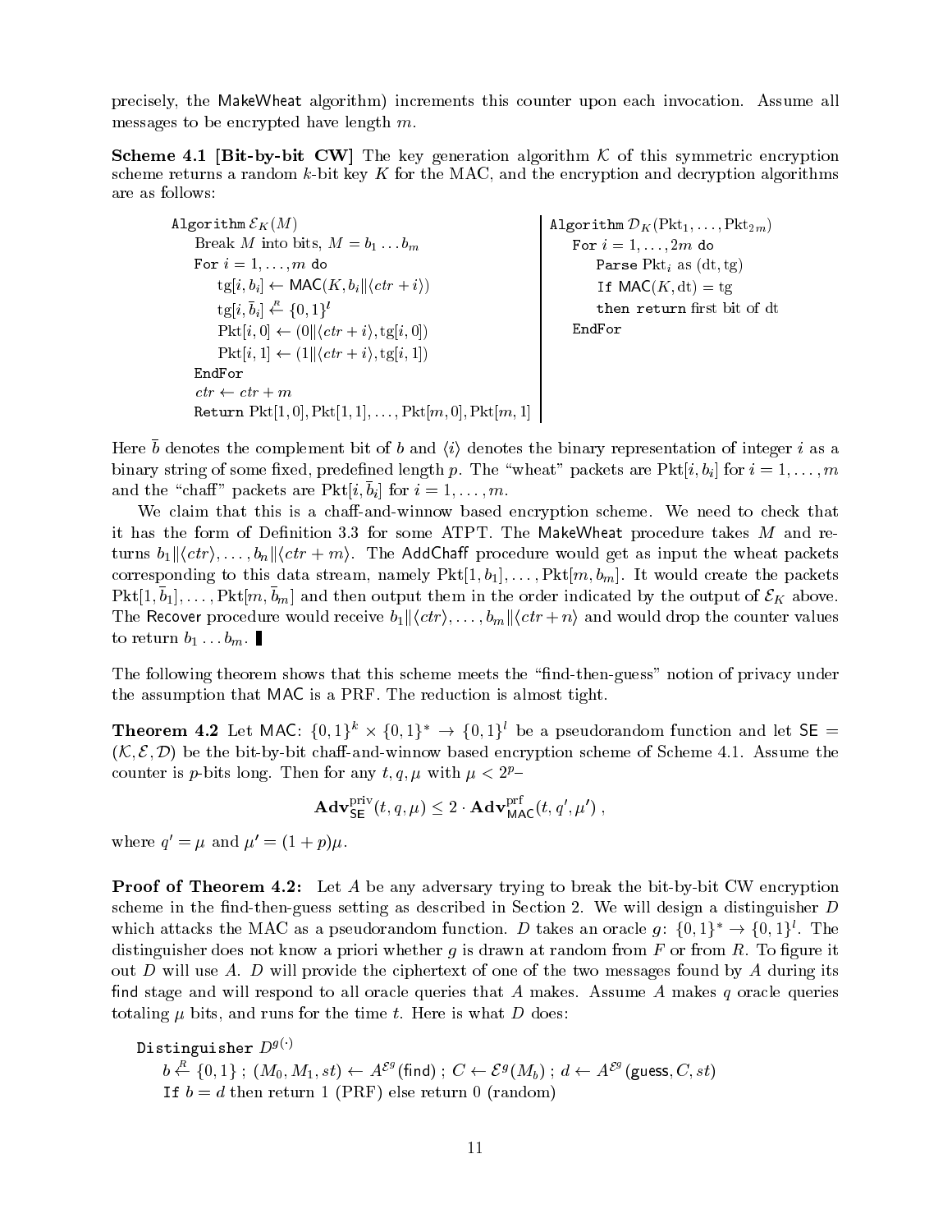precisely, the MakeWheat algorithm) increments this counter upon each invocation. Assume all messages to be encrypted have length $m$.

**Scheme 4.1 [Bit-by-bit CW]** The key generation algorithm $\mathcal{K}$ of this symmetric encryption scheme returns a random $k$-bit key $K$ for the MAC, and the encryption and decryption algorithms are as follows:

```
Algorithm E_K(M)
    Break M into bits, M = b_1 ... b_m
    For i = 1, ..., m do
        tg[i, b_i] ← MAC(K, b_i || ⟨ctr + i⟩)
        tg[i, b̄_i] ←R {0,1}^l
        Pkt[i, 0] ← (0 || ⟨ctr + i⟩, tg[i, 0])
        Pkt[i, 1] ← (1 || ⟨ctr + i⟩, tg[i, 1])
    EndFor
    ctr ← ctr + m
    Return Pkt[1, 0], Pkt[1, 1], ..., Pkt[m, 0], Pkt[m, 1]
```

```
Algorithm D_K(Pkt_1, ..., Pkt_2m)
    For i = 1, ..., 2m do
        Parse Pkt_i as (dt, tg)
        If MAC(K, dt) = tg
        then return first bit of dt
    EndFor
```

Here $\bar{b}$ denotes the complement bit of $b$ and $\langle i \rangle$ denotes the binary representation of integer $i$ as a binary string of some fixed, predefined length $p$. The "wheat" packets are $\text{Pkt}[i, b_i]$ for $i = 1, \ldots, m$ and the "chaff" packets are $\text{Pkt}[i, \bar{b}_i]$ for $i = 1, \ldots, m$.

We claim that this is a chaff-and-winnow based encryption scheme. We need to check that it has the form of Definition 3.3 for some ATPT. The MakeWheat procedure takes $M$ and returns $b_1 \| \langle ctr \rangle, \ldots, b_n \| \langle ctr + m \rangle$. The AddChaff procedure would get as input the wheat packets corresponding to this data stream, namely $\text{Pkt}[1, b_1], \ldots, \text{Pkt}[m, b_m]$. It would create the packets $\text{Pkt}[1, \bar{b}_1], \ldots, \text{Pkt}[m, \bar{b}_m]$ and then output them in the order indicated by the output of $\mathcal{E}_K$ above. The Recover procedure would receive $b_1 \| \langle ctr \rangle, \ldots, b_m \| \langle ctr + n \rangle$ and would drop the counter values to return $b_1 \ldots b_m$. ∎

The following theorem shows that this scheme meets the "find-then-guess" notion of privacy under the assumption that MAC is a PRF. The reduction is almost tight.

**Theorem 4.2** Let MAC: $\{0,1\}^k \times \{0,1\}^* \to \{0,1\}^l$ be a pseudorandom function and let $\mathsf{SE} = (\mathcal{K}, \mathcal{E}, \mathcal{D})$ be the bit-by-bit chaff-and-winnow based encryption scheme of Scheme 4.1. Assume the counter is $p$-bits long. Then for any $t, q, \mu$ with $\mu < 2^p$–

$$\mathbf{Adv}^{\text{priv}}_{\mathsf{SE}}(t, q, \mu) \leq 2 \cdot \mathbf{Adv}^{\text{prf}}_{\mathsf{MAC}}(t, q', \mu') ,$$

where $q' = \mu$ and $\mu' = (1 + p)\mu$.

**Proof of Theorem 4.2:** Let $A$ be any adversary trying to break the bit-by-bit CW encryption scheme in the find-then-guess setting as described in Section 2. We will design a distinguisher $D$ which attacks the MAC as a pseudorandom function. $D$ takes an oracle $g$: $\{0,1\}^* \to \{0,1\}^l$. The distinguisher does not know a priori whether $g$ is drawn at random from $F$ or from $R$. To figure it out $D$ will use $A$. $D$ will provide the ciphertext of one of the two messages found by $A$ during its find stage and will respond to all oracle queries that $A$ makes. Assume $A$ makes $q$ oracle queries totaling $\mu$ bits, and runs for the time $t$. Here is what $D$ does:

Distinguisher $D^{g(\cdot)}$
  $b \stackrel{R}{\leftarrow} \{0,1\}$ ; $(M_0, M_1, st) \leftarrow A^{\mathcal{E}^g}(\mathsf{find})$ ; $C \leftarrow \mathcal{E}^g(M_b)$ ; $d \leftarrow A^{\mathcal{E}^g}(\mathsf{guess}, C, st)$
  If $b = d$ then return 1 (PRF) else return 0 (random)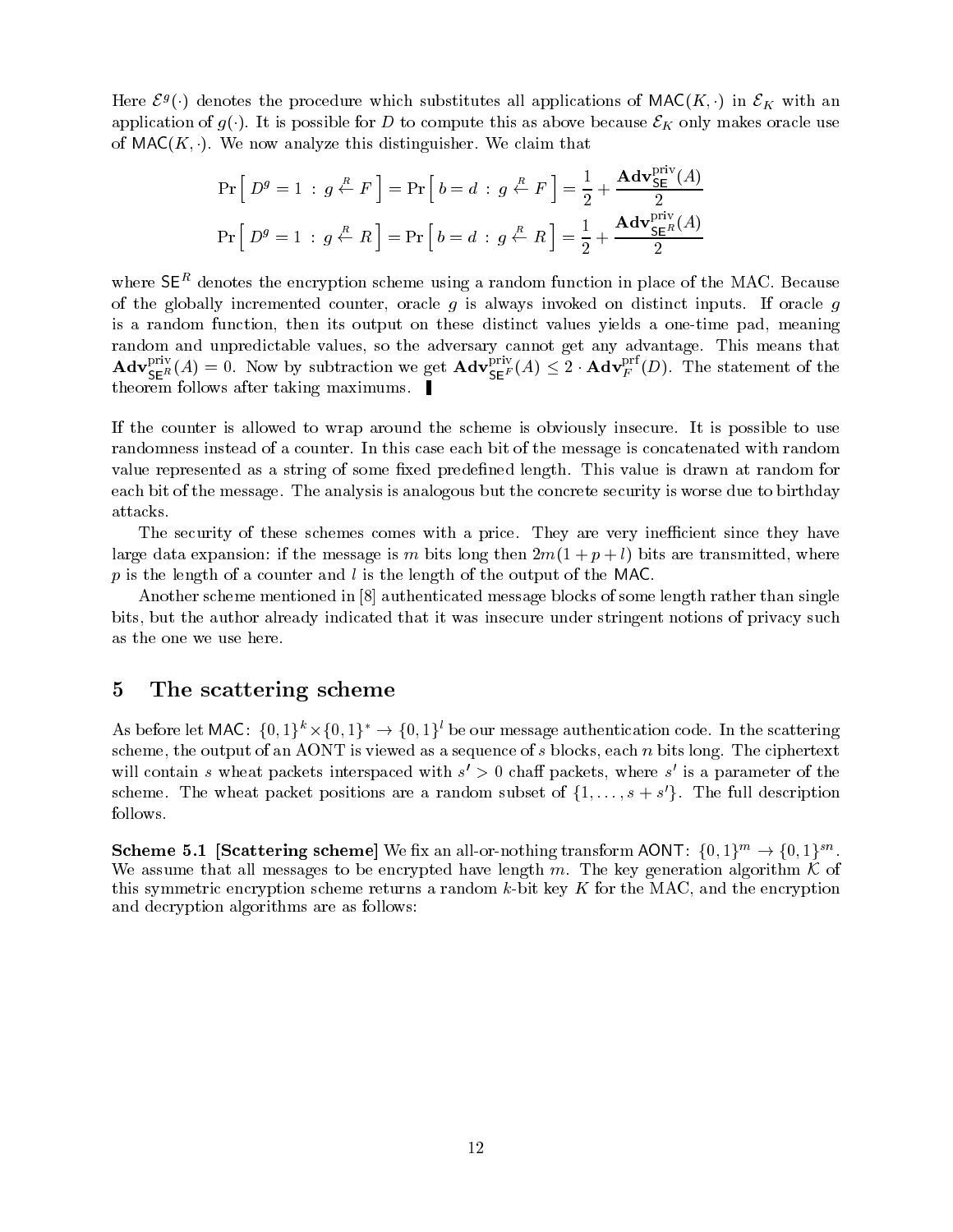Here $\mathcal{E}^g(\cdot)$ denotes the procedure which substitutes all applications of $\mathsf{MAC}(K,\cdot)$ in $\mathcal{E}_K$ with an application of $g(\cdot)$. It is possible for $D$ to compute this as above because $\mathcal{E}_K$ only makes oracle use of $\mathsf{MAC}(K,\cdot)$. We now analyze this distinguisher. We claim that

$$\Pr\left[\, D^g = 1 \,:\, g \xleftarrow{R} F \,\right] = \Pr\left[\, b = d \,:\, g \xleftarrow{R} F \,\right] = \frac{1}{2} + \frac{\mathbf{Adv}^{\mathrm{priv}}_{\mathsf{SE}}(A)}{2}$$

$$\Pr\left[\, D^g = 1 \,:\, g \xleftarrow{R} R \,\right] = \Pr\left[\, b = d \,:\, g \xleftarrow{R} R \,\right] = \frac{1}{2} + \frac{\mathbf{Adv}^{\mathrm{priv}}_{\mathsf{SE}^R}(A)}{2}$$

where $\mathsf{SE}^R$ denotes the encryption scheme using a random function in place of the MAC. Because of the globally incremented counter, oracle $g$ is always invoked on distinct inputs. If oracle $g$ is a random function, then its output on these distinct values yields a one-time pad, meaning random and unpredictable values, so the adversary cannot get any advantage. This means that $\mathbf{Adv}^{\mathrm{priv}}_{\mathsf{SE}^R}(A) = 0$. Now by subtraction we get $\mathbf{Adv}^{\mathrm{priv}}_{\mathsf{SE}^F}(A) \leq 2 \cdot \mathbf{Adv}^{\mathrm{prf}}_{F}(D)$. The statement of the theorem follows after taking maximums. ∎

If the counter is allowed to wrap around the scheme is obviously insecure. It is possible to use randomness instead of a counter. In this case each bit of the message is concatenated with random value represented as a string of some fixed predefined length. This value is drawn at random for each bit of the message. The analysis is analogous but the concrete security is worse due to birthday attacks.

The security of these schemes comes with a price. They are very inefficient since they have large data expansion: if the message is $m$ bits long then $2m(1 + p + l)$ bits are transmitted, where $p$ is the length of a counter and $l$ is the length of the output of the $\mathsf{MAC}$.

Another scheme mentioned in [8] authenticated message blocks of some length rather than single bits, but the author already indicated that it was insecure under stringent notions of privacy such as the one we use here.

## 5 The scattering scheme

As before let $\mathsf{MAC}\colon \{0,1\}^k \times \{0,1\}^* \to \{0,1\}^l$ be our message authentication code. In the scattering scheme, the output of an AONT is viewed as a sequence of $s$ blocks, each $n$ bits long. The ciphertext will contain $s$ wheat packets interspaced with $s' > 0$ chaff packets, where $s'$ is a parameter of the scheme. The wheat packet positions are a random subset of $\{1, \ldots, s + s'\}$. The full description follows.

**Scheme 5.1 [Scattering scheme]** We fix an all-or-nothing transform $\mathsf{AONT}\colon \{0,1\}^m \to \{0,1\}^{sn}$. We assume that all messages to be encrypted have length $m$. The key generation algorithm $\mathcal{K}$ of this symmetric encryption scheme returns a random $k$-bit key $K$ for the MAC, and the encryption and decryption algorithms are as follows: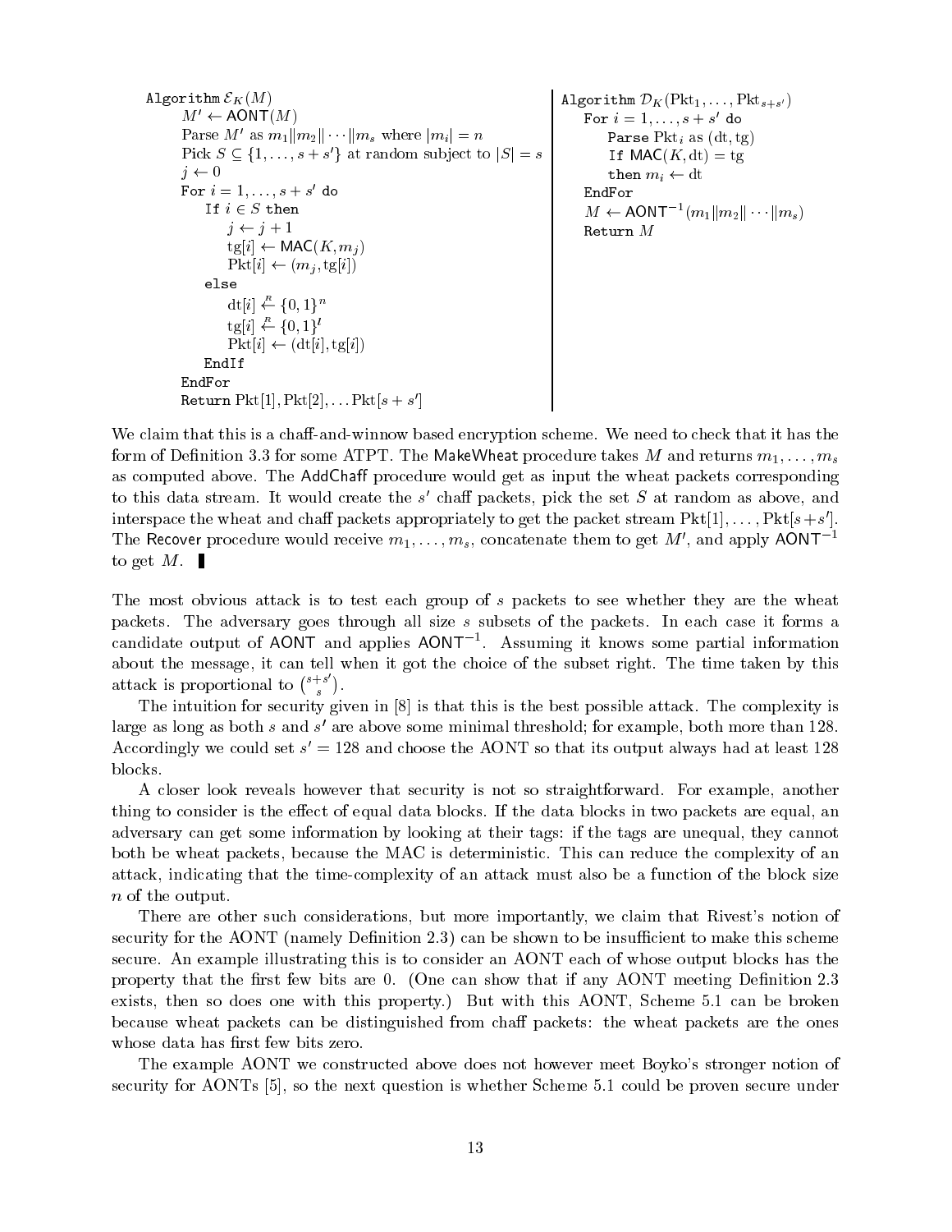```
Algorithm E_K(M)
    M' ← AONT(M)
    Parse M' as m_1||m_2||···||m_s where |m_i| = n
    Pick S ⊆ {1,...,s+s'} at random subject to |S| = s
    j ← 0
    For i = 1,...,s+s' do
        If i ∈ S then
            j ← j+1
            tg[i] ← MAC(K, m_j)
            Pkt[i] ← (m_j, tg[i])
        else
            dt[i] ←R {0,1}^n
            tg[i] ←R {0,1}^l
            Pkt[i] ← (dt[i], tg[i])
        EndIf
    EndFor
    Return Pkt[1], Pkt[2], ... Pkt[s+s']
```

```
Algorithm D_K(Pkt_1,...,Pkt_{s+s'})
    For i = 1,...,s+s' do
        Parse Pkt_i as (dt, tg)
        If MAC(K, dt) = tg
        then m_i ← dt
    EndFor
    M ← AONT^{-1}(m_1||m_2||···||m_s)
    Return M
```

We claim that this is a chaff-and-winnow based encryption scheme. We need to check that it has the form of Definition 3.3 for some ATPT. The MakeWheat procedure takes $M$ and returns $m_1, \ldots, m_s$ as computed above. The AddChaff procedure would get as input the wheat packets corresponding to this data stream. It would create the $s'$ chaff packets, pick the set $S$ at random as above, and interspace the wheat and chaff packets appropriately to get the packet stream $\mathrm{Pkt}[1], \ldots, \mathrm{Pkt}[s+s']$. The Recover procedure would receive $m_1, \ldots, m_s$, concatenate them to get $M'$, and apply $\mathsf{AONT}^{-1}$ to get $M$. ∎

The most obvious attack is to test each group of $s$ packets to see whether they are the wheat packets. The adversary goes through all size $s$ subsets of the packets. In each case it forms a candidate output of AONT and applies $\mathsf{AONT}^{-1}$. Assuming it knows some partial information about the message, it can tell when it got the choice of the subset right. The time taken by this attack is proportional to $\binom{s+s'}{s}$.

The intuition for security given in [8] is that this is the best possible attack. The complexity is large as long as both $s$ and $s'$ are above some minimal threshold; for example, both more than 128. Accordingly we could set $s' = 128$ and choose the AONT so that its output always had at least 128 blocks.

A closer look reveals however that security is not so straightforward. For example, another thing to consider is the effect of equal data blocks. If the data blocks in two packets are equal, an adversary can get some information by looking at their tags: if the tags are unequal, they cannot both be wheat packets, because the MAC is deterministic. This can reduce the complexity of an attack, indicating that the time-complexity of an attack must also be a function of the block size $n$ of the output.

There are other such considerations, but more importantly, we claim that Rivest's notion of security for the AONT (namely Definition 2.3) can be shown to be insufficient to make this scheme secure. An example illustrating this is to consider an AONT each of whose output blocks has the property that the first few bits are 0. (One can show that if any AONT meeting Definition 2.3 exists, then so does one with this property.) But with this AONT, Scheme 5.1 can be broken because wheat packets can be distinguished from chaff packets: the wheat packets are the ones whose data has first few bits zero.

The example AONT we constructed above does not however meet Boyko's stronger notion of security for AONTs [5], so the next question is whether Scheme 5.1 could be proven secure under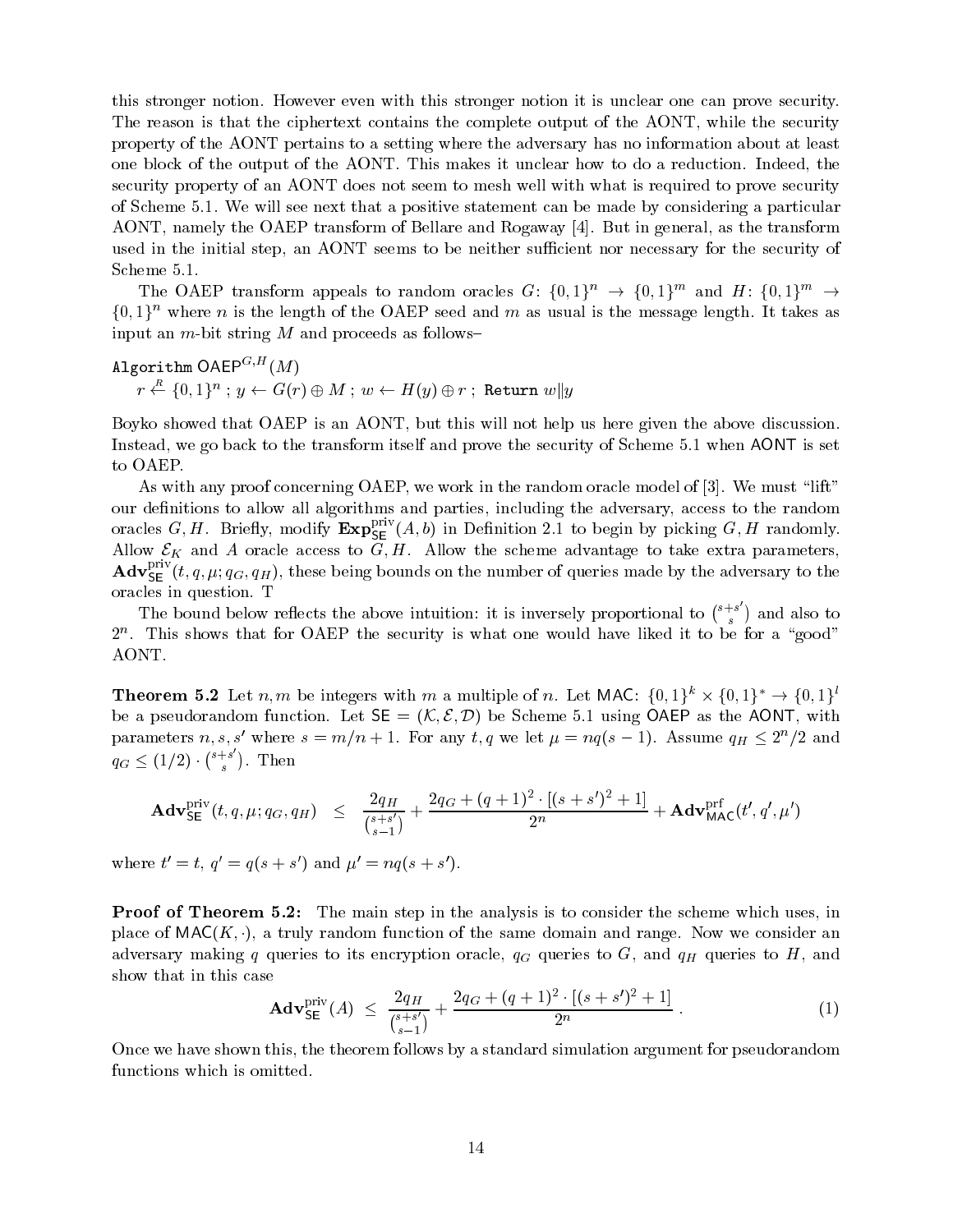this stronger notion. However even with this stronger notion it is unclear one can prove security. The reason is that the ciphertext contains the complete output of the AONT, while the security property of the AONT pertains to a setting where the adversary has no information about at least one block of the output of the AONT. This makes it unclear how to do a reduction. Indeed, the security property of an AONT does not seem to mesh well with what is required to prove security of Scheme 5.1. We will see next that a positive statement can be made by considering a particular AONT, namely the OAEP transform of Bellare and Rogaway [4]. But in general, as the transform used in the initial step, an AONT seems to be neither sufficient nor necessary for the security of Scheme 5.1.

The OAEP transform appeals to random oracles $G\colon \{0,1\}^n \to \{0,1\}^m$ and $H\colon \{0,1\}^m \to \{0,1\}^n$ where $n$ is the length of the OAEP seed and $m$ as usual is the message length. It takes as input an $m$-bit string $M$ and proceeds as follows–

```
Algorithm OAEP^{G,H}(M)
    r <-R- {0,1}^n ; y <- G(r) ⊕ M ; w <- H(y) ⊕ r ; Return w||y
```

Boyko showed that OAEP is an AONT, but this will not help us here given the above discussion. Instead, we go back to the transform itself and prove the security of Scheme 5.1 when AONT is set to OAEP.

As with any proof concerning OAEP, we work in the random oracle model of [3]. We must "lift" our definitions to allow all algorithms and parties, including the adversary, access to the random oracles $G, H$. Briefly, modify $\mathbf{Exp}^{\mathrm{priv}}_{\mathsf{SE}}(A, b)$ in Definition 2.1 to begin by picking $G, H$ randomly. Allow $\mathcal{E}_K$ and $A$ oracle access to $G, H$. Allow the scheme advantage to take extra parameters, $\mathbf{Adv}^{\mathrm{priv}}_{\mathsf{SE}}(t, q, \mu; q_G, q_H)$, these being bounds on the number of queries made by the adversary to the oracles in question. T

The bound below reflects the above intuition: it is inversely proportional to $\binom{s+s'}{s}$ and also to $2^n$. This shows that for OAEP the security is what one would have liked it to be for a "good" AONT.

**Theorem 5.2** Let $n, m$ be integers with $m$ a multiple of $n$. Let $\mathsf{MAC}\colon \{0,1\}^k \times \{0,1\}^* \to \{0,1\}^l$ be a pseudorandom function. Let $\mathsf{SE} = (\mathcal{K}, \mathcal{E}, \mathcal{D})$ be Scheme 5.1 using $\mathsf{OAEP}$ as the $\mathsf{AONT}$, with parameters $n, s, s'$ where $s = m/n + 1$. For any $t, q$ we let $\mu = nq(s-1)$. Assume $q_H \le 2^n/2$ and $q_G \le (1/2) \cdot \binom{s+s'}{s}$. Then

$$\mathbf{Adv}^{\mathrm{priv}}_{\mathsf{SE}}(t, q, \mu; q_G, q_H) \;\le\; \frac{2q_H}{\binom{s+s'}{s-1}} + \frac{2q_G + (q+1)^2 \cdot [(s+s')^2 + 1]}{2^n} + \mathbf{Adv}^{\mathrm{prf}}_{\mathsf{MAC}}(t', q', \mu')$$

where $t' = t$, $q' = q(s+s')$ and $\mu' = nq(s+s')$.

**Proof of Theorem 5.2:** The main step in the analysis is to consider the scheme which uses, in place of $\mathsf{MAC}(K, \cdot)$, a truly random function of the same domain and range. Now we consider an adversary making $q$ queries to its encryption oracle, $q_G$ queries to $G$, and $q_H$ queries to $H$, and show that in this case

$$\mathbf{Adv}^{\mathrm{priv}}_{\mathsf{SE}}(A) \;\le\; \frac{2q_H}{\binom{s+s'}{s-1}} + \frac{2q_G + (q+1)^2 \cdot [(s+s')^2 + 1]}{2^n} \,. \tag{1}$$

Once we have shown this, the theorem follows by a standard simulation argument for pseudorandom functions which is omitted.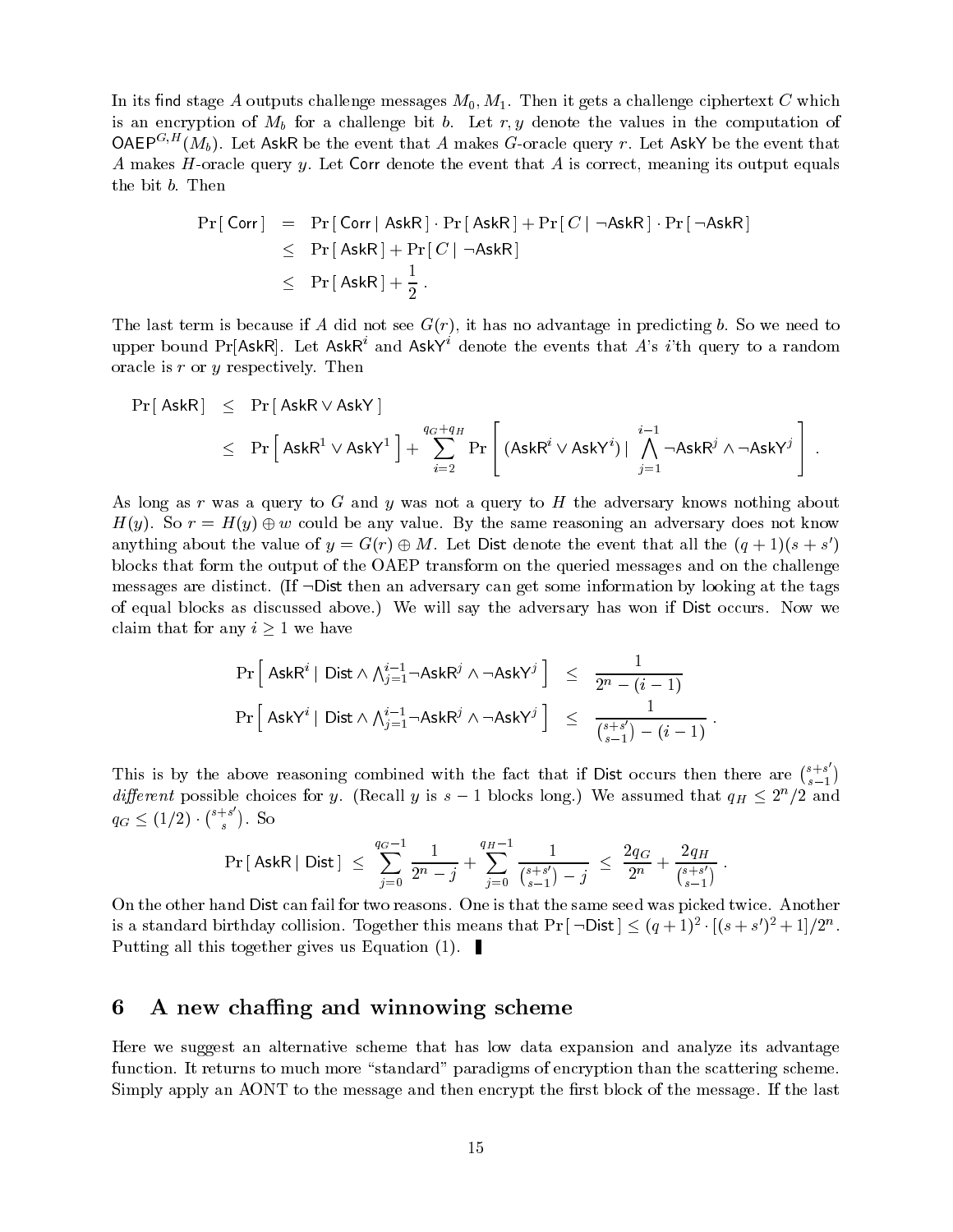In its find stage $A$ outputs challenge messages $M_0, M_1$. Then it gets a challenge ciphertext $C$ which is an encryption of $M_b$ for a challenge bit $b$. Let $r, y$ denote the values in the computation of $\mathsf{OAEP}^{G,H}(M_b)$. Let $\mathsf{AskR}$ be the event that $A$ makes $G$-oracle query $r$. Let $\mathsf{AskY}$ be the event that $A$ makes $H$-oracle query $y$. Let $\mathsf{Corr}$ denote the event that $A$ is correct, meaning its output equals the bit $b$. Then

$$
\begin{aligned}
\Pr[\,\mathsf{Corr}\,] &= \Pr[\,\mathsf{Corr} \mid \mathsf{AskR}\,] \cdot \Pr[\,\mathsf{AskR}\,] + \Pr[\,C \mid \neg\mathsf{AskR}\,] \cdot \Pr[\,\neg\mathsf{AskR}\,] \\
&\le \Pr[\,\mathsf{AskR}\,] + \Pr[\,C \mid \neg\mathsf{AskR}\,] \\
&\le \Pr[\,\mathsf{AskR}\,] + \frac{1}{2}\,.
\end{aligned}
$$

The last term is because if $A$ did not see $G(r)$, it has no advantage in predicting $b$. So we need to upper bound $\Pr[\mathsf{AskR}]$. Let $\mathsf{AskR}^i$ and $\mathsf{AskY}^i$ denote the events that $A$'s $i$'th query to a random oracle is $r$ or $y$ respectively. Then

$$
\begin{aligned}
\Pr[\,\mathsf{AskR}\,] &\le \Pr[\,\mathsf{AskR} \vee \mathsf{AskY}\,] \\
&\le \Pr\left[\,\mathsf{AskR}^1 \vee \mathsf{AskY}^1\,\right] + \sum_{i=2}^{q_G+q_H} \Pr\left[\,(\mathsf{AskR}^i \vee \mathsf{AskY}^i) \mid \bigwedge_{j=1}^{i-1} \neg\mathsf{AskR}^j \wedge \neg\mathsf{AskY}^j\,\right].
\end{aligned}
$$

As long as $r$ was a query to $G$ and $y$ was not a query to $H$ the adversary knows nothing about $H(y)$. So $r = H(y) \oplus w$ could be any value. By the same reasoning an adversary does not know anything about the value of $y = G(r) \oplus M$. Let $\mathsf{Dist}$ denote the event that all the $(q+1)(s+s')$ blocks that form the output of the OAEP transform on the queried messages and on the challenge messages are distinct. (If $\neg\mathsf{Dist}$ then an adversary can get some information by looking at the tags of equal blocks as discussed above.) We will say the adversary has won if $\mathsf{Dist}$ occurs. Now we claim that for any $i \ge 1$ we have

$$
\begin{aligned}
\Pr\left[\,\mathsf{AskR}^i \mid \mathsf{Dist} \wedge \textstyle\bigwedge_{j=1}^{i-1} \neg\mathsf{AskR}^j \wedge \neg\mathsf{AskY}^j\,\right] &\le \frac{1}{2^n - (i-1)} \\
\Pr\left[\,\mathsf{AskY}^i \mid \mathsf{Dist} \wedge \textstyle\bigwedge_{j=1}^{i-1} \neg\mathsf{AskR}^j \wedge \neg\mathsf{AskY}^j\,\right] &\le \frac{1}{\binom{s+s'}{s-1} - (i-1)}\,.
\end{aligned}
$$

This is by the above reasoning combined with the fact that if $\mathsf{Dist}$ occurs then there are $\binom{s+s'}{s-1}$ *different* possible choices for $y$. (Recall $y$ is $s-1$ blocks long.) We assumed that $q_H \le 2^n/2$ and $q_G \le (1/2) \cdot \binom{s+s'}{s}$. So

$$
\Pr[\,\mathsf{AskR} \mid \mathsf{Dist}\,] \le \sum_{j=0}^{q_G-1} \frac{1}{2^n - j} + \sum_{j=0}^{q_H-1} \frac{1}{\binom{s+s'}{s-1} - j} \le \frac{2q_G}{2^n} + \frac{2q_H}{\binom{s+s'}{s-1}}\,.
$$

On the other hand $\mathsf{Dist}$ can fail for two reasons. One is that the same seed was picked twice. Another is a standard birthday collision. Together this means that $\Pr[\,\neg\mathsf{Dist}\,] \le (q+1)^2 \cdot [(s+s')^2 + 1]/2^n$. Putting all this together gives us Equation (1). ∎

## 6 A new chaffing and winnowing scheme

Here we suggest an alternative scheme that has low data expansion and analyze its advantage function. It returns to much more "standard" paradigms of encryption than the scattering scheme. Simply apply an AONT to the message and then encrypt the first block of the message. If the last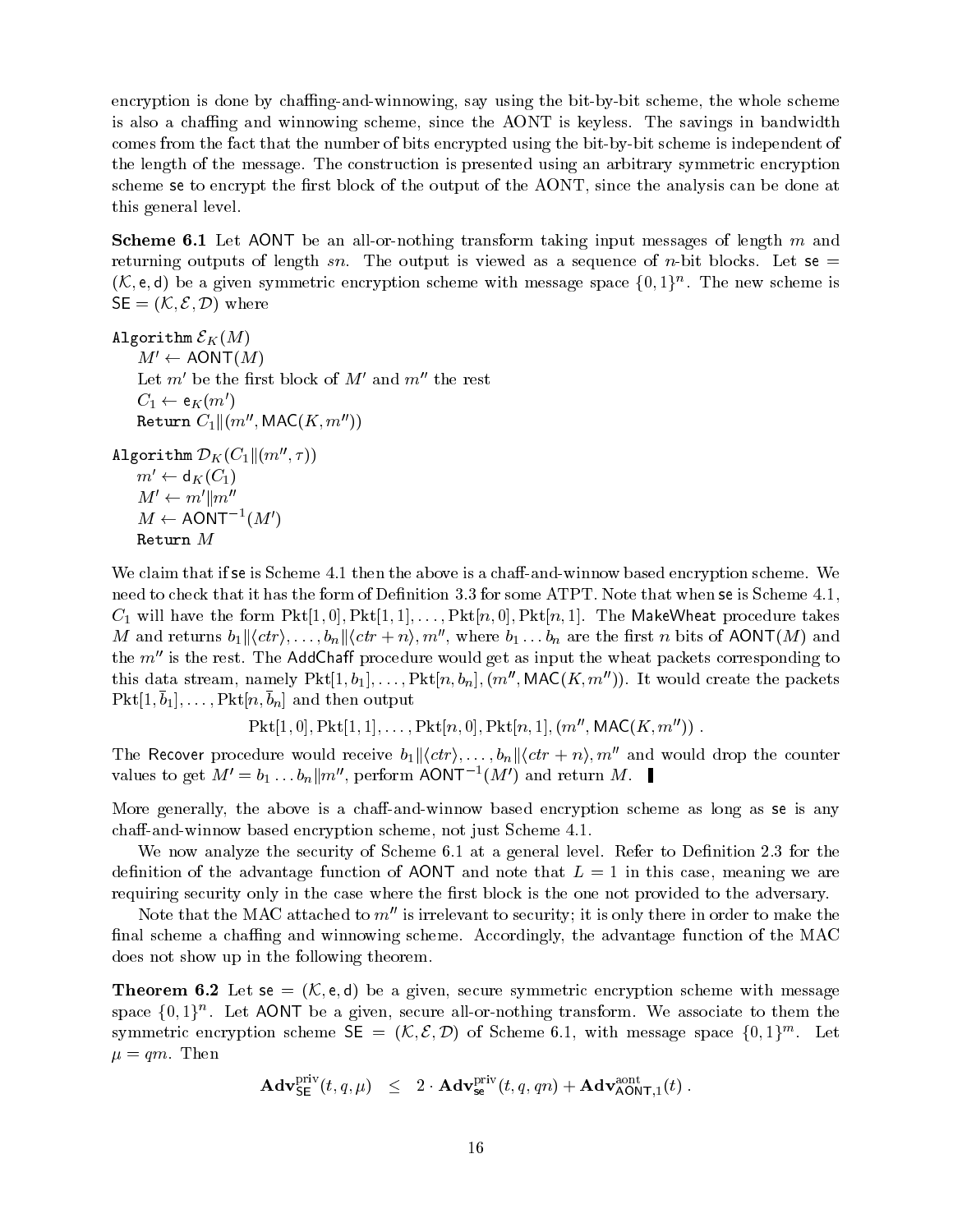encryption is done by chaffing-and-winnowing, say using the bit-by-bit scheme, the whole scheme is also a chaffing and winnowing scheme, since the AONT is keyless. The savings in bandwidth comes from the fact that the number of bits encrypted using the bit-by-bit scheme is independent of the length of the message. The construction is presented using an arbitrary symmetric encryption scheme se to encrypt the first block of the output of the AONT, since the analysis can be done at this general level.

**Scheme 6.1** Let AONT be an all-or-nothing transform taking input messages of length $m$ and returning outputs of length $sn$. The output is viewed as a sequence of $n$-bit blocks. Let $\mathsf{se} = (\mathcal{K}, \mathsf{e}, \mathsf{d})$ be a given symmetric encryption scheme with message space $\{0,1\}^n$. The new scheme is $\mathsf{SE} = (\mathcal{K}, \mathcal{E}, \mathcal{D})$ where

Algorithm $\mathcal{E}_K(M)$
  $M' \leftarrow \mathsf{AONT}(M)$
  Let $m'$ be the first block of $M'$ and $m''$ the rest
  $C_1 \leftarrow \mathsf{e}_K(m')$
  Return $C_1 \| (m'', \mathsf{MAC}(K, m''))$

Algorithm $\mathcal{D}_K(C_1 \| (m'', \tau))$
  $m' \leftarrow \mathsf{d}_K(C_1)$
  $M' \leftarrow m' \| m''$
  $M \leftarrow \mathsf{AONT}^{-1}(M')$
  Return $M$

We claim that if se is Scheme 4.1 then the above is a chaff-and-winnow based encryption scheme. We need to check that it has the form of Definition 3.3 for some ATPT. Note that when se is Scheme 4.1, $C_1$ will have the form $\mathrm{Pkt}[1,0], \mathrm{Pkt}[1,1], \ldots, \mathrm{Pkt}[n,0], \mathrm{Pkt}[n,1]$. The MakeWheat procedure takes $M$ and returns $b_1 \| \langle ctr \rangle, \ldots, b_n \| \langle ctr + n \rangle, m''$, where $b_1 \ldots b_n$ are the first $n$ bits of $\mathsf{AONT}(M)$ and the $m''$ is the rest. The AddChaff procedure would get as input the wheat packets corresponding to this data stream, namely $\mathrm{Pkt}[1, b_1], \ldots, \mathrm{Pkt}[n, b_n], (m'', \mathsf{MAC}(K, m''))$. It would create the packets $\mathrm{Pkt}[1, \bar{b}_1], \ldots, \mathrm{Pkt}[n, \bar{b}_n]$ and then output

$$\mathrm{Pkt}[1,0], \mathrm{Pkt}[1,1], \ldots, \mathrm{Pkt}[n,0], \mathrm{Pkt}[n,1], (m'', \mathsf{MAC}(K, m''))\ .$$

The Recover procedure would receive $b_1 \| \langle ctr \rangle, \ldots, b_n \| \langle ctr + n \rangle, m''$ and would drop the counter values to get $M' = b_1 \ldots b_n \| m''$, perform $\mathsf{AONT}^{-1}(M')$ and return $M$. ∎

More generally, the above is a chaff-and-winnow based encryption scheme as long as se is any chaff-and-winnow based encryption scheme, not just Scheme 4.1.

We now analyze the security of Scheme 6.1 at a general level. Refer to Definition 2.3 for the definition of the advantage function of AONT and note that $L = 1$ in this case, meaning we are requiring security only in the case where the first block is the one not provided to the adversary.

Note that the MAC attached to $m''$ is irrelevant to security; it is only there in order to make the final scheme a chaffing and winnowing scheme. Accordingly, the advantage function of the MAC does not show up in the following theorem.

**Theorem 6.2** Let $\mathsf{se} = (\mathcal{K}, \mathsf{e}, \mathsf{d})$ be a given, secure symmetric encryption scheme with message space $\{0,1\}^n$. Let AONT be a given, secure all-or-nothing transform. We associate to them the symmetric encryption scheme $\mathsf{SE} = (\mathcal{K}, \mathcal{E}, \mathcal{D})$ of Scheme 6.1, with message space $\{0,1\}^m$. Let $\mu = qm$. Then

$$\mathbf{Adv}^{\mathrm{priv}}_{\mathsf{SE}}(t, q, \mu) \quad \leq \quad 2 \cdot \mathbf{Adv}^{\mathrm{priv}}_{\mathsf{se}}(t, q, qn) + \mathbf{Adv}^{\mathrm{aont}}_{\mathsf{AONT},1}(t)\ .$$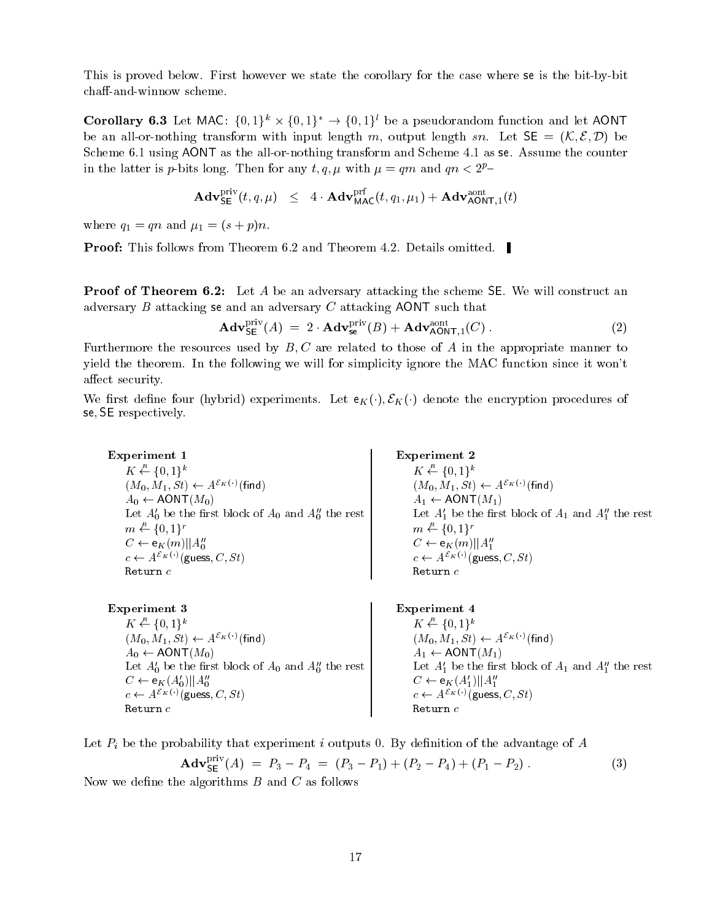This is proved below. First however we state the corollary for the case where $\mathsf{se}$ is the bit-by-bit chaff-and-winnow scheme.

**Corollary 6.3** Let $\mathsf{MAC}\colon \{0,1\}^k \times \{0,1\}^* \to \{0,1\}^l$ be a pseudorandom function and let $\mathsf{AONT}$ be an all-or-nothing transform with input length $m$, output length $sn$. Let $\mathsf{SE} = (\mathcal{K}, \mathcal{E}, \mathcal{D})$ be Scheme 6.1 using $\mathsf{AONT}$ as the all-or-nothing transform and Scheme 4.1 as $\mathsf{se}$. Assume the counter in the latter is $p$-bits long. Then for any $t, q, \mu$ with $\mu = qm$ and $qn < 2^p$–

$$\mathbf{Adv}^{\mathrm{priv}}_{\mathsf{SE}}(t, q, \mu) \quad \leq \quad 4 \cdot \mathbf{Adv}^{\mathrm{prf}}_{\mathsf{MAC}}(t, q_1, \mu_1) + \mathbf{Adv}^{\mathrm{aont}}_{\mathsf{AONT},1}(t)$$

where $q_1 = qn$ and $\mu_1 = (s+p)n$.

**Proof:** This follows from Theorem 6.2 and Theorem 4.2. Details omitted. ∎

**Proof of Theorem 6.2:** Let $A$ be an adversary attacking the scheme $\mathsf{SE}$. We will construct an adversary $B$ attacking $\mathsf{se}$ and an adversary $C$ attacking $\mathsf{AONT}$ such that

$$\mathbf{Adv}^{\mathrm{priv}}_{\mathsf{SE}}(A) \;=\; 2 \cdot \mathbf{Adv}^{\mathrm{priv}}_{\mathsf{se}}(B) + \mathbf{Adv}^{\mathrm{aont}}_{\mathsf{AONT},1}(C)\,. \tag{2}$$

Furthermore the resources used by $B, C$ are related to those of $A$ in the appropriate manner to yield the theorem. In the following we will for simplicity ignore the MAC function since it won't affect security.

We first define four (hybrid) experiments. Let $\mathsf{e}_K(\cdot), \mathcal{E}_K(\cdot)$ denote the encryption procedures of $\mathsf{se}, \mathsf{SE}$ respectively.

**Experiment 1**
- $K \stackrel{R}{\leftarrow} \{0,1\}^k$
- $(M_0, M_1, St) \leftarrow A^{\mathcal{E}_K(\cdot)}(\mathsf{find})$
- $A_0 \leftarrow \mathsf{AONT}(M_0)$
- Let $A_0'$ be the first block of $A_0$ and $A_0''$ the rest
- $m \stackrel{R}{\leftarrow} \{0,1\}^r$
- $C \leftarrow \mathsf{e}_K(m) \| A_0''$
- $c \leftarrow A^{\mathcal{E}_K(\cdot)}(\mathsf{guess}, C, St)$
- Return $c$

**Experiment 2**
- $K \stackrel{R}{\leftarrow} \{0,1\}^k$
- $(M_0, M_1, St) \leftarrow A^{\mathcal{E}_K(\cdot)}(\mathsf{find})$
- $A_1 \leftarrow \mathsf{AONT}(M_1)$
- Let $A_1'$ be the first block of $A_1$ and $A_1''$ the rest
- $m \stackrel{R}{\leftarrow} \{0,1\}^r$
- $C \leftarrow \mathsf{e}_K(m) \| A_1''$
- $c \leftarrow A^{\mathcal{E}_K(\cdot)}(\mathsf{guess}, C, St)$
- Return $c$

**Experiment 3**
- $K \stackrel{R}{\leftarrow} \{0,1\}^k$
- $(M_0, M_1, St) \leftarrow A^{\mathcal{E}_K(\cdot)}(\mathsf{find})$
- $A_0 \leftarrow \mathsf{AONT}(M_0)$
- Let $A_0'$ be the first block of $A_0$ and $A_0''$ the rest
- $C \leftarrow \mathsf{e}_K(A_0') \| A_0''$
- $c \leftarrow A^{\mathcal{E}_K(\cdot)}(\mathsf{guess}, C, St)$
- Return $c$

**Experiment 4**
- $K \stackrel{R}{\leftarrow} \{0,1\}^k$
- $(M_0, M_1, St) \leftarrow A^{\mathcal{E}_K(\cdot)}(\mathsf{find})$
- $A_1 \leftarrow \mathsf{AONT}(M_1)$
- Let $A_1'$ be the first block of $A_1$ and $A_1''$ the rest
- $C \leftarrow \mathsf{e}_K(A_1') \| A_1''$
- $c \leftarrow A^{\mathcal{E}_K(\cdot)}(\mathsf{guess}, C, St)$
- Return $c$

Let $P_i$ be the probability that experiment $i$ outputs 0. By definition of the advantage of $A$

$$\mathbf{Adv}^{\mathrm{priv}}_{\mathsf{SE}}(A) \;=\; P_3 - P_4 \;=\; (P_3 - P_1) + (P_2 - P_4) + (P_1 - P_2)\,. \tag{3}$$

Now we define the algorithms $B$ and $C$ as follows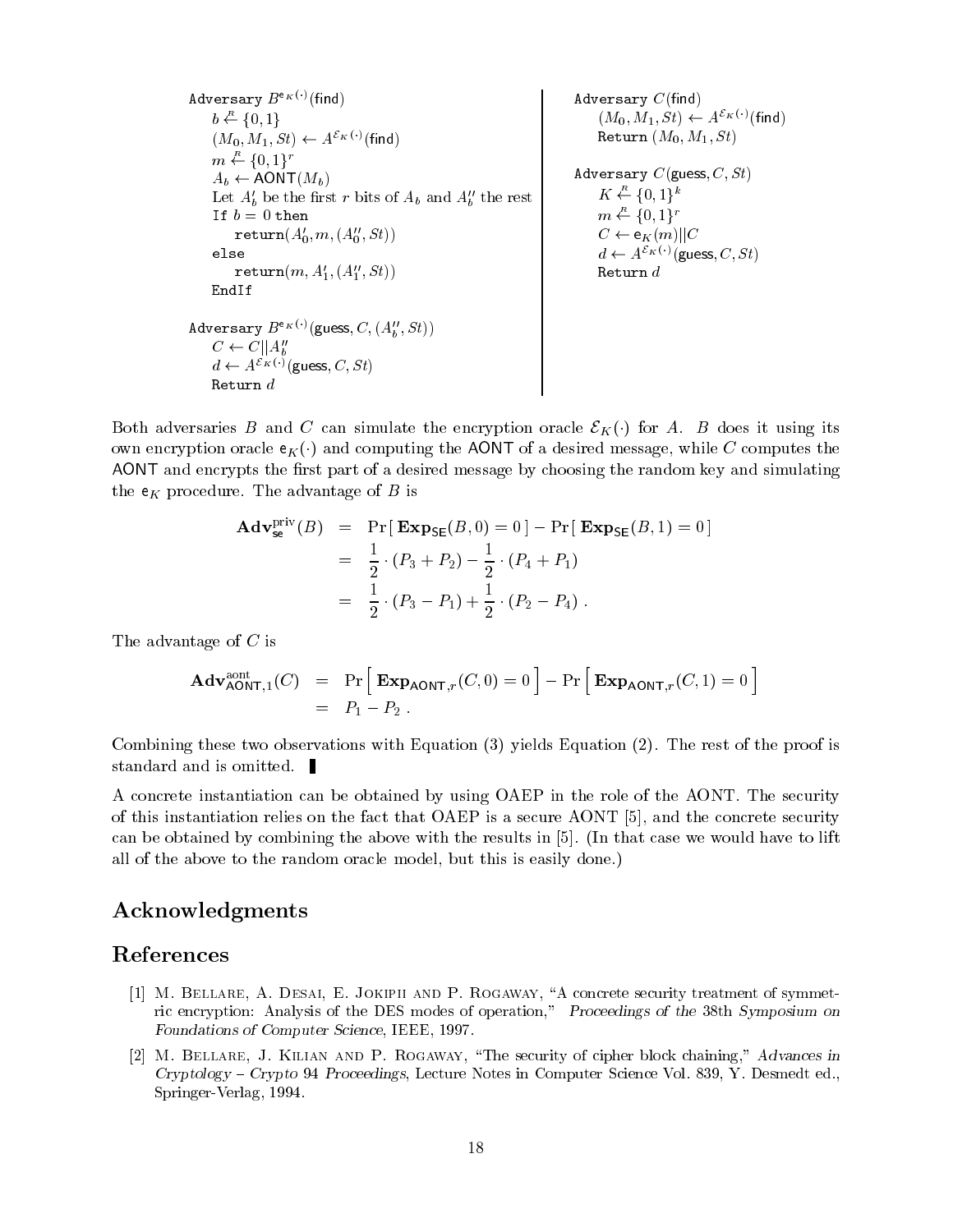```
Adversary B^{e_K(·)}(find)
    b ←R {0,1}
    (M_0, M_1, St) ← A^{E_K(·)}(find)
    m ←R {0,1}^r
    A_b ← AONT(M_b)
    Let A'_b be the first r bits of A_b and A''_b the rest
    If b = 0 then
        return(A'_0, m, (A''_0, St))
    else
        return(m, A'_1, (A''_1, St))
    EndIf

Adversary B^{e_K(·)}(guess, C, (A''_b, St))
    C ← C||A''_b
    d ← A^{E_K(·)}(guess, C, St)
    Return d
```

```
Adversary C(find)
    (M_0, M_1, St) ← A^{E_K(·)}(find)
    Return (M_0, M_1, St)

Adversary C(guess, C, St)
    K ←R {0,1}^k
    m ←R {0,1}^r
    C ← e_K(m)||C
    d ← A^{E_K(·)}(guess, C, St)
    Return d
```

Both adversaries $B$ and $C$ can simulate the encryption oracle $\mathcal{E}_K(\cdot)$ for $A$. $B$ does it using its own encryption oracle $\mathsf{e}_K(\cdot)$ and computing the AONT of a desired message, while $C$ computes the AONT and encrypts the first part of a desired message by choosing the random key and simulating the $\mathsf{e}_K$ procedure. The advantage of $B$ is

$$
\begin{aligned}
\mathbf{Adv}^{\mathrm{priv}}_{\mathsf{se}}(B) &= \Pr[\,\mathbf{Exp}_{\mathsf{SE}}(B,0)=0\,] - \Pr[\,\mathbf{Exp}_{\mathsf{SE}}(B,1)=0\,] \\
&= \frac{1}{2}\cdot(P_3+P_2) - \frac{1}{2}\cdot(P_4+P_1) \\
&= \frac{1}{2}\cdot(P_3-P_1) + \frac{1}{2}\cdot(P_2-P_4)\,.
\end{aligned}
$$

The advantage of $C$ is

$$
\begin{aligned}
\mathbf{Adv}^{\mathrm{aont}}_{\mathsf{AONT},1}(C) &= \Pr\left[\,\mathbf{Exp}_{\mathsf{AONT},r}(C,0)=0\,\right] - \Pr\left[\,\mathbf{Exp}_{\mathsf{AONT},r}(C,1)=0\,\right] \\
&= P_1 - P_2\,.
\end{aligned}
$$

Combining these two observations with Equation (3) yields Equation (2). The rest of the proof is standard and is omitted. ∎

A concrete instantiation can be obtained by using OAEP in the role of the AONT. The security of this instantiation relies on the fact that OAEP is a secure AONT [5], and the concrete security can be obtained by combining the above with the results in [5]. (In that case we would have to lift all of the above to the random oracle model, but this is easily done.)

## Acknowledgments

## References

[1] M. Bellare, A. Desai, E. Jokipii and P. Rogaway, "A concrete security treatment of symmetric encryption: Analysis of the DES modes of operation," *Proceedings of the 38th Symposium on Foundations of Computer Science*, IEEE, 1997.

[2] M. Bellare, J. Kilian and P. Rogaway, "The security of cipher block chaining," *Advances in Cryptology – Crypto 94 Proceedings*, Lecture Notes in Computer Science Vol. 839, Y. Desmedt ed., Springer-Verlag, 1994.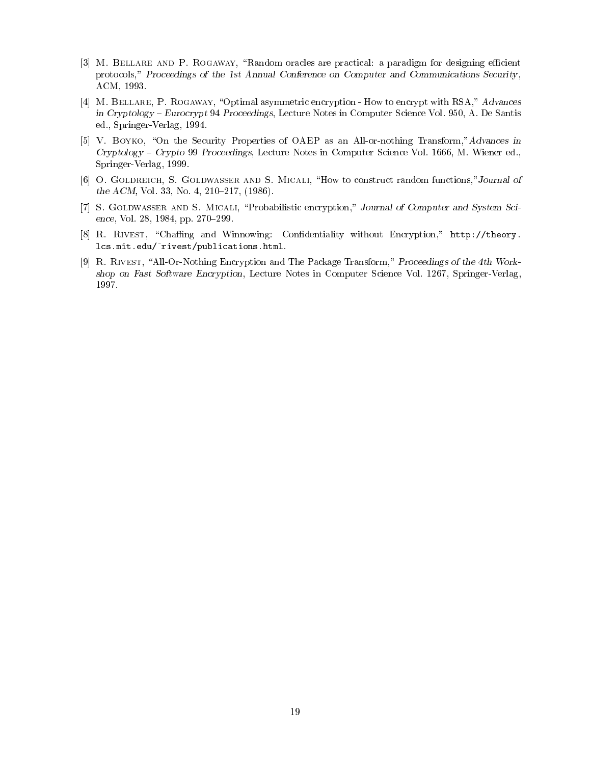[3] M. Bellare and P. Rogaway, "Random oracles are practical: a paradigm for designing efficient protocols," *Proceedings of the 1st Annual Conference on Computer and Communications Security*, ACM, 1993.

[4] M. Bellare, P. Rogaway, "Optimal asymmetric encryption - How to encrypt with RSA," *Advances in Cryptology – Eurocrypt 94 Proceedings*, Lecture Notes in Computer Science Vol. 950, A. De Santis ed., Springer-Verlag, 1994.

[5] V. Boyko, "On the Security Properties of OAEP as an All-or-nothing Transform," *Advances in Cryptology – Crypto 99 Proceedings*, Lecture Notes in Computer Science Vol. 1666, M. Wiener ed., Springer-Verlag, 1999.

[6] O. Goldreich, S. Goldwasser and S. Micali, "How to construct random functions," *Journal of the ACM,* Vol. 33, No. 4, 210–217, (1986).

[7] S. Goldwasser and S. Micali, "Probabilistic encryption," *Journal of Computer and System Science*, Vol. 28, 1984, pp. 270–299.

[8] R. Rivest, "Chaffing and Winnowing: Confidentiality without Encryption," `http://theory.lcs.mit.edu/~rivest/publications.html`.

[9] R. Rivest, "All-Or-Nothing Encryption and The Package Transform," *Proceedings of the 4th Workshop on Fast Software Encryption*, Lecture Notes in Computer Science Vol. 1267, Springer-Verlag, 1997.